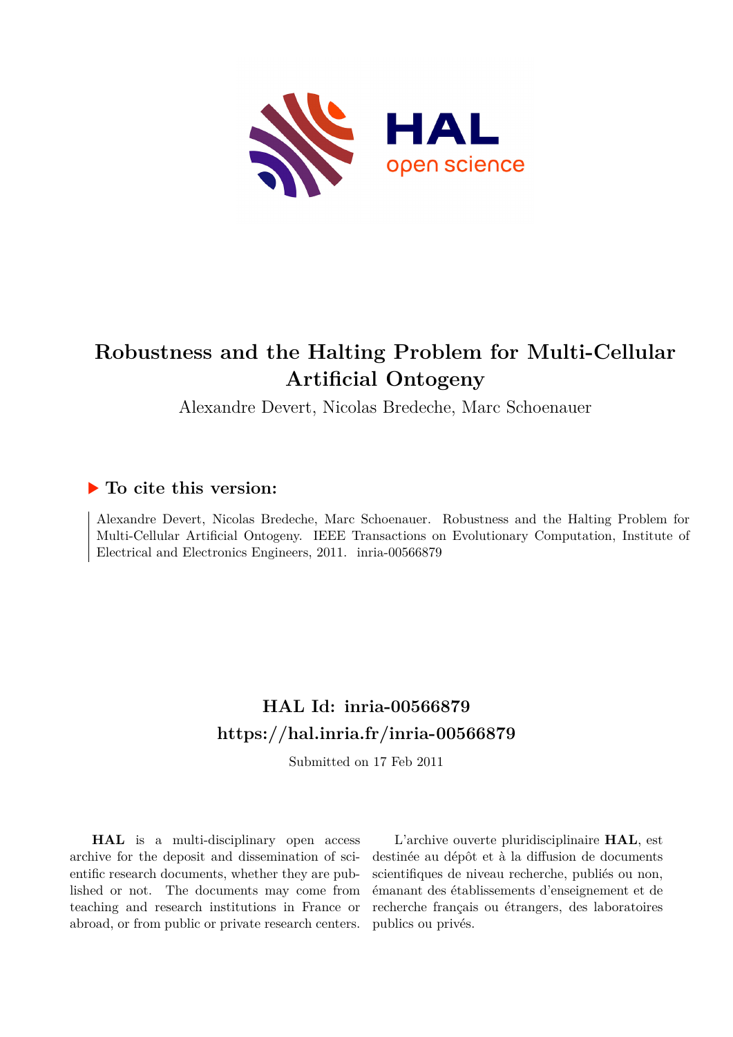# Robustness and the Halting Problem for Multi-Cellular Artificial Ontogeny

Alexandre Devert, Nicolas Bredeche, Marc Schoenauer

## ▶ To cite this version:

Alexandre Devert, Nicolas Bredeche, Marc Schoenauer. Robustness and the Halting Problem for Multi-Cellular Artificial Ontogeny. IEEE Transactions on Evolutionary Computation, Institute of Electrical and Electronics Engineers, 2011. inria-00566879

## HAL Id: inria-00566879
## https://hal.inria.fr/inria-00566879

Submitted on 17 Feb 2011

**HAL** is a multi-disciplinary open access archive for the deposit and dissemination of scientific research documents, whether they are published or not. The documents may come from teaching and research institutions in France or abroad, or from public or private research centers.

L'archive ouverte pluridisciplinaire **HAL**, est destinée au dépôt et à la diffusion de documents scientifiques de niveau recherche, publiés ou non, émanant des établissements d'enseignement et de recherche français ou étrangers, des laboratoires publics ou privés.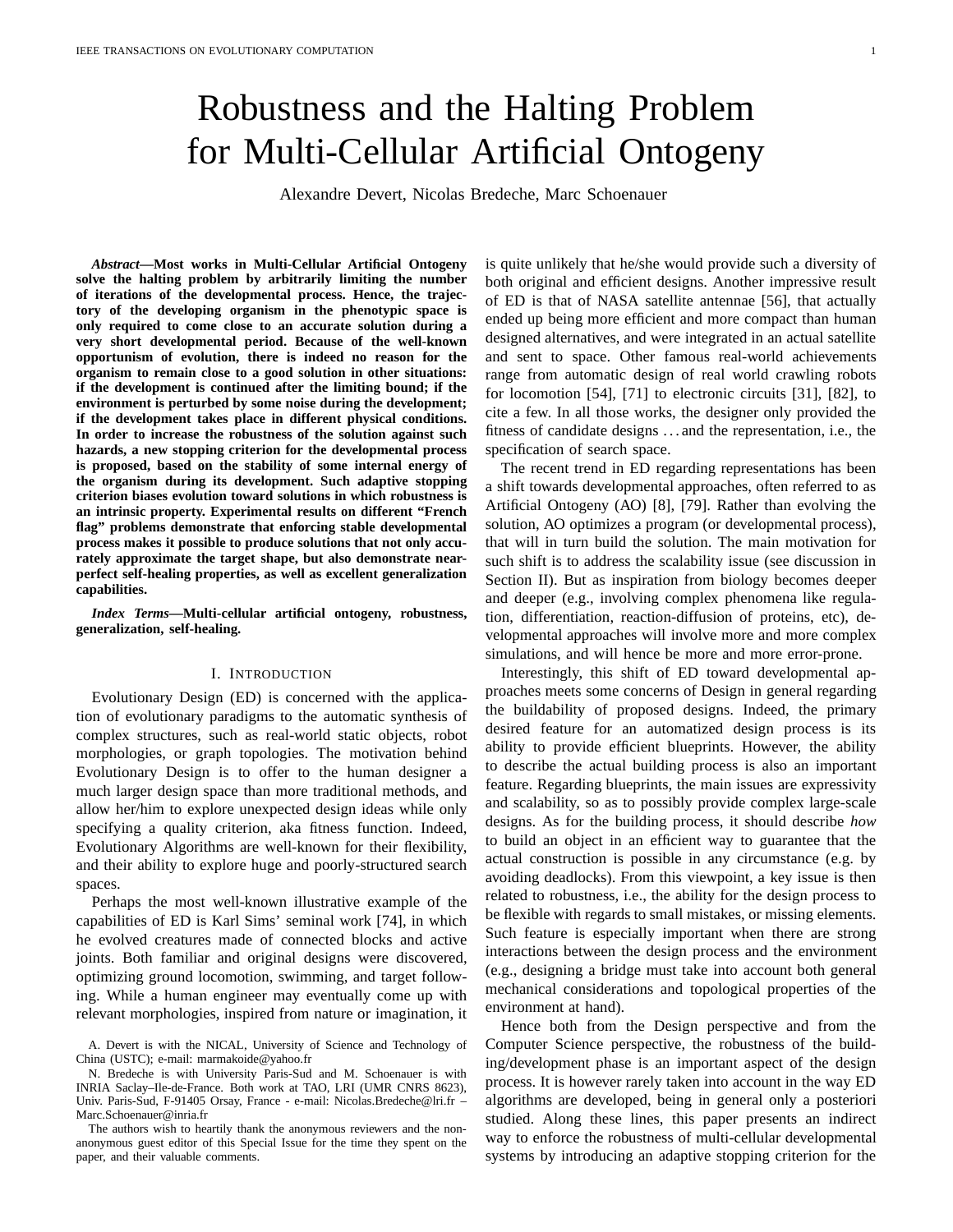# Robustness and the Halting Problem for Multi-Cellular Artificial Ontogeny

Alexandre Devert, Nicolas Bredeche, Marc Schoenauer

***Abstract*—Most works in Multi-Cellular Artificial Ontogeny solve the halting problem by arbitrarily limiting the number of iterations of the developmental process. Hence, the trajectory of the developing organism in the phenotypic space is only required to come close to an accurate solution during a very short developmental period. Because of the well-known opportunism of evolution, there is indeed no reason for the organism to remain close to a good solution in other situations: if the development is continued after the limiting bound; if the environment is perturbed by some noise during the development; if the development takes place in different physical conditions. In order to increase the robustness of the solution against such hazards, a new stopping criterion for the developmental process is proposed, based on the stability of some internal energy of the organism during its development. Such adaptive stopping criterion biases evolution toward solutions in which robustness is an intrinsic property. Experimental results on different "French flag" problems demonstrate that enforcing stable developmental process makes it possible to produce solutions that not only accurately approximate the target shape, but also demonstrate near-perfect self-healing properties, as well as excellent generalization capabilities.**

***Index Terms*—Multi-cellular artificial ontogeny, robustness, generalization, self-healing.**

## I. Introduction

Evolutionary Design (ED) is concerned with the application of evolutionary paradigms to the automatic synthesis of complex structures, such as real-world static objects, robot morphologies, or graph topologies. The motivation behind Evolutionary Design is to offer to the human designer a much larger design space than more traditional methods, and allow her/him to explore unexpected design ideas while only specifying a quality criterion, aka fitness function. Indeed, Evolutionary Algorithms are well-known for their flexibility, and their ability to explore huge and poorly-structured search spaces.

Perhaps the most well-known illustrative example of the capabilities of ED is Karl Sims' seminal work [74], in which he evolved creatures made of connected blocks and active joints. Both familiar and original designs were discovered, optimizing ground locomotion, swimming, and target following. While a human engineer may eventually come up with relevant morphologies, inspired from nature or imagination, it is quite unlikely that he/she would provide such a diversity of both original and efficient designs. Another impressive result of ED is that of NASA satellite antennae [56], that actually ended up being more efficient and more compact than human designed alternatives, and were integrated in an actual satellite and sent to space. Other famous real-world achievements range from automatic design of real world crawling robots for locomotion [54], [71] to electronic circuits [31], [82], to cite a few. In all those works, the designer only provided the fitness of candidate designs . . . and the representation, i.e., the specification of search space.

The recent trend in ED regarding representations has been a shift towards developmental approaches, often referred to as Artificial Ontogeny (AO) [8], [79]. Rather than evolving the solution, AO optimizes a program (or developmental process), that will in turn build the solution. The main motivation for such shift is to address the scalability issue (see discussion in Section II). But as inspiration from biology becomes deeper and deeper (e.g., involving complex phenomena like regulation, differentiation, reaction-diffusion of proteins, etc), developmental approaches will involve more and more complex simulations, and will hence be more and more error-prone.

Interestingly, this shift of ED toward developmental approaches meets some concerns of Design in general regarding the buildability of proposed designs. Indeed, the primary desired feature for an automatized design process is its ability to provide efficient blueprints. However, the ability to describe the actual building process is also an important feature. Regarding blueprints, the main issues are expressivity and scalability, so as to possibly provide complex large-scale designs. As for the building process, it should describe *how* to build an object in an efficient way to guarantee that the actual construction is possible in any circumstance (e.g. by avoiding deadlocks). From this viewpoint, a key issue is then related to robustness, i.e., the ability for the design process to be flexible with regards to small mistakes, or missing elements. Such feature is especially important when there are strong interactions between the design process and the environment (e.g., designing a bridge must take into account both general mechanical considerations and topological properties of the environment at hand).

Hence both from the Design perspective and from the Computer Science perspective, the robustness of the building/development phase is an important aspect of the design process. It is however rarely taken into account in the way ED algorithms are developed, being in general only a posteriori studied. Along these lines, this paper presents an indirect way to enforce the robustness of multi-cellular developmental systems by introducing an adaptive stopping criterion for the

A. Devert is with the NICAL, University of Science and Technology of China (USTC); e-mail: marmakoide@yahoo.fr

N. Bredeche is with University Paris-Sud and M. Schoenauer is with INRIA Saclay–Ile-de-France. Both work at TAO, LRI (UMR CNRS 8623), Univ. Paris-Sud, F-91405 Orsay, France - e-mail: Nicolas.Bredeche@lri.fr – Marc.Schoenauer@inria.fr

The authors wish to heartily thank the anonymous reviewers and the non-anonymous guest editor of this Special Issue for the time they spent on the paper, and their valuable comments.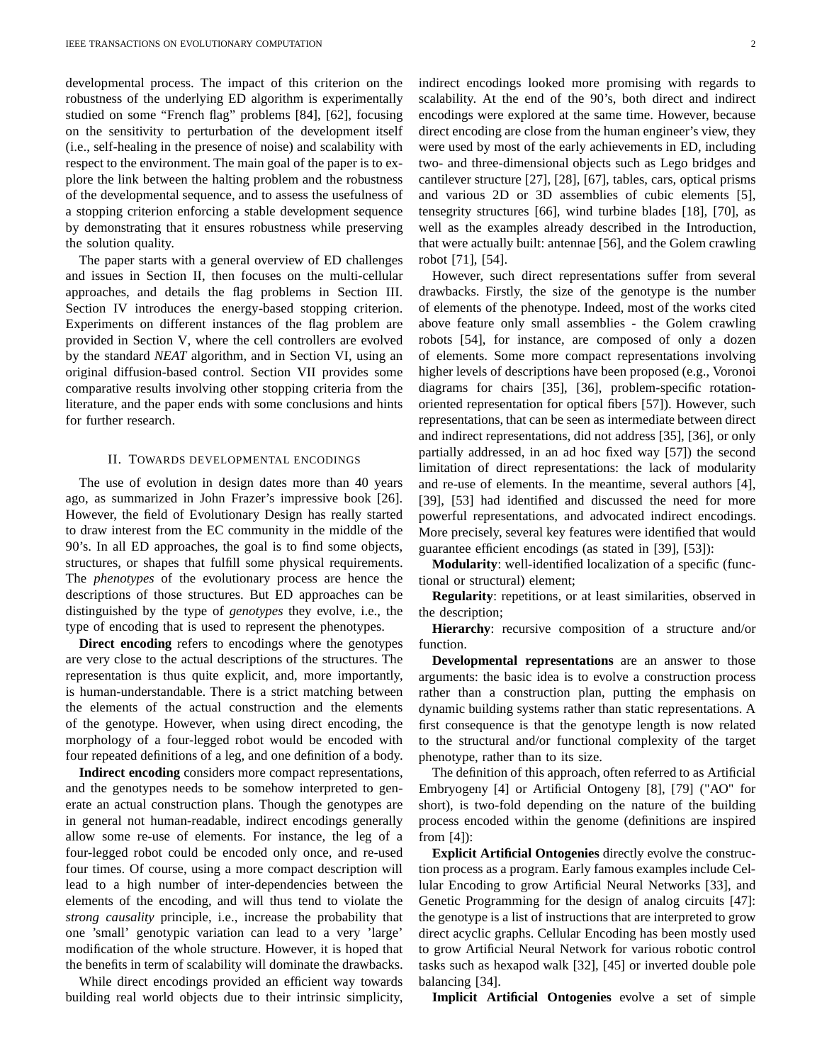developmental process. The impact of this criterion on the robustness of the underlying ED algorithm is experimentally studied on some "French flag" problems [84], [62], focusing on the sensitivity to perturbation of the development itself (i.e., self-healing in the presence of noise) and scalability with respect to the environment. The main goal of the paper is to explore the link between the halting problem and the robustness of the developmental sequence, and to assess the usefulness of a stopping criterion enforcing a stable development sequence by demonstrating that it ensures robustness while preserving the solution quality.

The paper starts with a general overview of ED challenges and issues in Section II, then focuses on the multi-cellular approaches, and details the flag problems in Section III. Section IV introduces the energy-based stopping criterion. Experiments on different instances of the flag problem are provided in Section V, where the cell controllers are evolved by the standard *NEAT* algorithm, and in Section VI, using an original diffusion-based control. Section VII provides some comparative results involving other stopping criteria from the literature, and the paper ends with some conclusions and hints for further research.

## II. Towards developmental encodings

The use of evolution in design dates more than 40 years ago, as summarized in John Frazer's impressive book [26]. However, the field of Evolutionary Design has really started to draw interest from the EC community in the middle of the 90's. In all ED approaches, the goal is to find some objects, structures, or shapes that fulfill some physical requirements. The *phenotypes* of the evolutionary process are hence the descriptions of those structures. But ED approaches can be distinguished by the type of *genotypes* they evolve, i.e., the type of encoding that is used to represent the phenotypes.

**Direct encoding** refers to encodings where the genotypes are very close to the actual descriptions of the structures. The representation is thus quite explicit, and, more importantly, is human-understandable. There is a strict matching between the elements of the actual construction and the elements of the genotype. However, when using direct encoding, the morphology of a four-legged robot would be encoded with four repeated definitions of a leg, and one definition of a body.

**Indirect encoding** considers more compact representations, and the genotypes needs to be somehow interpreted to generate an actual construction plans. Though the genotypes are in general not human-readable, indirect encodings generally allow some re-use of elements. For instance, the leg of a four-legged robot could be encoded only once, and re-used four times. Of course, using a more compact description will lead to a high number of inter-dependencies between the elements of the encoding, and will thus tend to violate the *strong causality* principle, i.e., increase the probability that one 'small' genotypic variation can lead to a very 'large' modification of the whole structure. However, it is hoped that the benefits in term of scalability will dominate the drawbacks.

While direct encodings provided an efficient way towards building real world objects due to their intrinsic simplicity, indirect encodings looked more promising with regards to scalability. At the end of the 90's, both direct and indirect encodings were explored at the same time. However, because direct encoding are close from the human engineer's view, they were used by most of the early achievements in ED, including two- and three-dimensional objects such as Lego bridges and cantilever structure [27], [28], [67], tables, cars, optical prisms and various 2D or 3D assemblies of cubic elements [5], tensegrity structures [66], wind turbine blades [18], [70], as well as the examples already described in the Introduction, that were actually built: antennae [56], and the Golem crawling robot [71], [54].

However, such direct representations suffer from several drawbacks. Firstly, the size of the genotype is the number of elements of the phenotype. Indeed, most of the works cited above feature only small assemblies - the Golem crawling robots [54], for instance, are composed of only a dozen of elements. Some more compact representations involving higher levels of descriptions have been proposed (e.g., Voronoi diagrams for chairs [35], [36], problem-specific rotation-oriented representation for optical fibers [57]). However, such representations, that can be seen as intermediate between direct and indirect representations, did not address [35], [36], or only partially addressed, in an ad hoc fixed way [57]) the second limitation of direct representations: the lack of modularity and re-use of elements. In the meantime, several authors [4], [39], [53] had identified and discussed the need for more powerful representations, and advocated indirect encodings. More precisely, several key features were identified that would guarantee efficient encodings (as stated in [39], [53]):

**Modularity**: well-identified localization of a specific (functional or structural) element;

**Regularity**: repetitions, or at least similarities, observed in the description;

**Hierarchy**: recursive composition of a structure and/or function.

**Developmental representations** are an answer to those arguments: the basic idea is to evolve a construction process rather than a construction plan, putting the emphasis on dynamic building systems rather than static representations. A first consequence is that the genotype length is now related to the structural and/or functional complexity of the target phenotype, rather than to its size.

The definition of this approach, often referred to as Artificial Embryogeny [4] or Artificial Ontogeny [8], [79] ("AO" for short), is two-fold depending on the nature of the building process encoded within the genome (definitions are inspired from [4]):

**Explicit Artificial Ontogenies** directly evolve the construction process as a program. Early famous examples include Cellular Encoding to grow Artificial Neural Networks [33], and Genetic Programming for the design of analog circuits [47]: the genotype is a list of instructions that are interpreted to grow direct acyclic graphs. Cellular Encoding has been mostly used to grow Artificial Neural Network for various robotic control tasks such as hexapod walk [32], [45] or inverted double pole balancing [34].

**Implicit Artificial Ontogenies** evolve a set of simple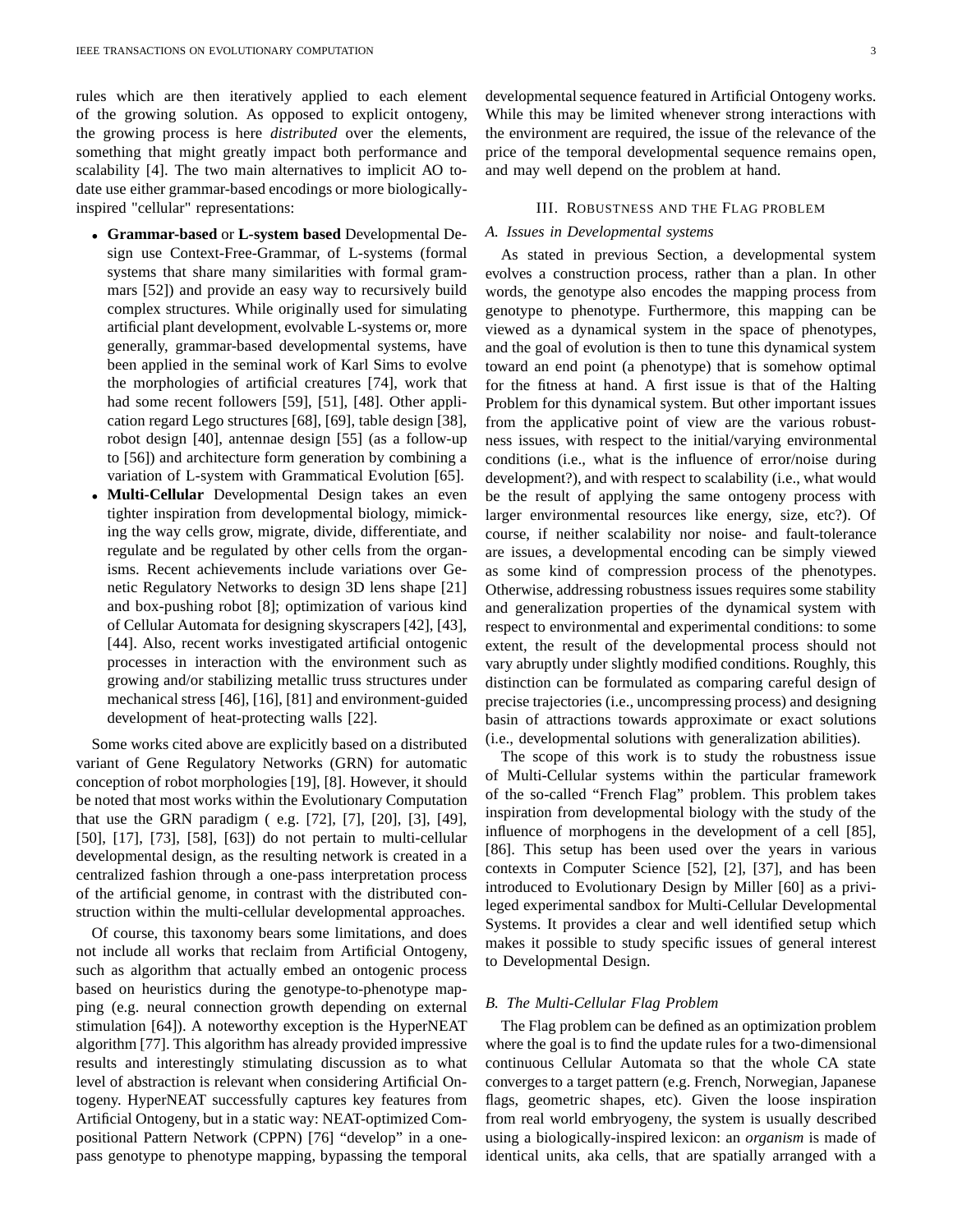rules which are then iteratively applied to each element of the growing solution. As opposed to explicit ontogeny, the growing process is here *distributed* over the elements, something that might greatly impact both performance and scalability [4]. The two main alternatives to implicit AO to-date use either grammar-based encodings or more biologically-inspired "cellular" representations:

- **Grammar-based** or **L-system based** Developmental Design use Context-Free-Grammar, of L-systems (formal systems that share many similarities with formal grammars [52]) and provide an easy way to recursively build complex structures. While originally used for simulating artificial plant development, evolvable L-systems or, more generally, grammar-based developmental systems, have been applied in the seminal work of Karl Sims to evolve the morphologies of artificial creatures [74], work that had some recent followers [59], [51], [48]. Other application regard Lego structures [68], [69], table design [38], robot design [40], antennae design [55] (as a follow-up to [56]) and architecture form generation by combining a variation of L-system with Grammatical Evolution [65].
- **Multi-Cellular** Developmental Design takes an even tighter inspiration from developmental biology, mimicking the way cells grow, migrate, divide, differentiate, and regulate and be regulated by other cells from the organisms. Recent achievements include variations over Genetic Regulatory Networks to design 3D lens shape [21] and box-pushing robot [8]; optimization of various kind of Cellular Automata for designing skyscrapers [42], [43], [44]. Also, recent works investigated artificial ontogenic processes in interaction with the environment such as growing and/or stabilizing metallic truss structures under mechanical stress [46], [16], [81] and environment-guided development of heat-protecting walls [22].

Some works cited above are explicitly based on a distributed variant of Gene Regulatory Networks (GRN) for automatic conception of robot morphologies [19], [8]. However, it should be noted that most works within the Evolutionary Computation that use the GRN paradigm ( e.g. [72], [7], [20], [3], [49], [50], [17], [73], [58], [63]) do not pertain to multi-cellular developmental design, as the resulting network is created in a centralized fashion through a one-pass interpretation process of the artificial genome, in contrast with the distributed construction within the multi-cellular developmental approaches.

Of course, this taxonomy bears some limitations, and does not include all works that reclaim from Artificial Ontogeny, such as algorithm that actually embed an ontogenic process based on heuristics during the genotype-to-phenotype mapping (e.g. neural connection growth depending on external stimulation [64]). A noteworthy exception is the HyperNEAT algorithm [77]. This algorithm has already provided impressive results and interestingly stimulating discussion as to what level of abstraction is relevant when considering Artificial Ontogeny. HyperNEAT successfully captures key features from Artificial Ontogeny, but in a static way: NEAT-optimized Compositional Pattern Network (CPPN) [76] "develop" in a one-pass genotype to phenotype mapping, bypassing the temporal developmental sequence featured in Artificial Ontogeny works. While this may be limited whenever strong interactions with the environment are required, the issue of the relevance of the price of the temporal developmental sequence remains open, and may well depend on the problem at hand.

## III. Robustness and the Flag problem

### A. Issues in Developmental systems

As stated in previous Section, a developmental system evolves a construction process, rather than a plan. In other words, the genotype also encodes the mapping process from genotype to phenotype. Furthermore, this mapping can be viewed as a dynamical system in the space of phenotypes, and the goal of evolution is then to tune this dynamical system toward an end point (a phenotype) that is somehow optimal for the fitness at hand. A first issue is that of the Halting Problem for this dynamical system. But other important issues from the applicative point of view are the various robustness issues, with respect to the initial/varying environmental conditions (i.e., what is the influence of error/noise during development?), and with respect to scalability (i.e., what would be the result of applying the same ontogeny process with larger environmental resources like energy, size, etc?). Of course, if neither scalability nor noise- and fault-tolerance are issues, a developmental encoding can be simply viewed as some kind of compression process of the phenotypes. Otherwise, addressing robustness issues requires some stability and generalization properties of the dynamical system with respect to environmental and experimental conditions: to some extent, the result of the developmental process should not vary abruptly under slightly modified conditions. Roughly, this distinction can be formulated as comparing careful design of precise trajectories (i.e., uncompressing process) and designing basin of attractions towards approximate or exact solutions (i.e., developmental solutions with generalization abilities).

The scope of this work is to study the robustness issue of Multi-Cellular systems within the particular framework of the so-called "French Flag" problem. This problem takes inspiration from developmental biology with the study of the influence of morphogens in the development of a cell [85], [86]. This setup has been used over the years in various contexts in Computer Science [52], [2], [37], and has been introduced to Evolutionary Design by Miller [60] as a privileged experimental sandbox for Multi-Cellular Developmental Systems. It provides a clear and well identified setup which makes it possible to study specific issues of general interest to Developmental Design.

### B. The Multi-Cellular Flag Problem

The Flag problem can be defined as an optimization problem where the goal is to find the update rules for a two-dimensional continuous Cellular Automata so that the whole CA state converges to a target pattern (e.g. French, Norwegian, Japanese flags, geometric shapes, etc). Given the loose inspiration from real world embryogeny, the system is usually described using a biologically-inspired lexicon: an *organism* is made of identical units, aka cells, that are spatially arranged with a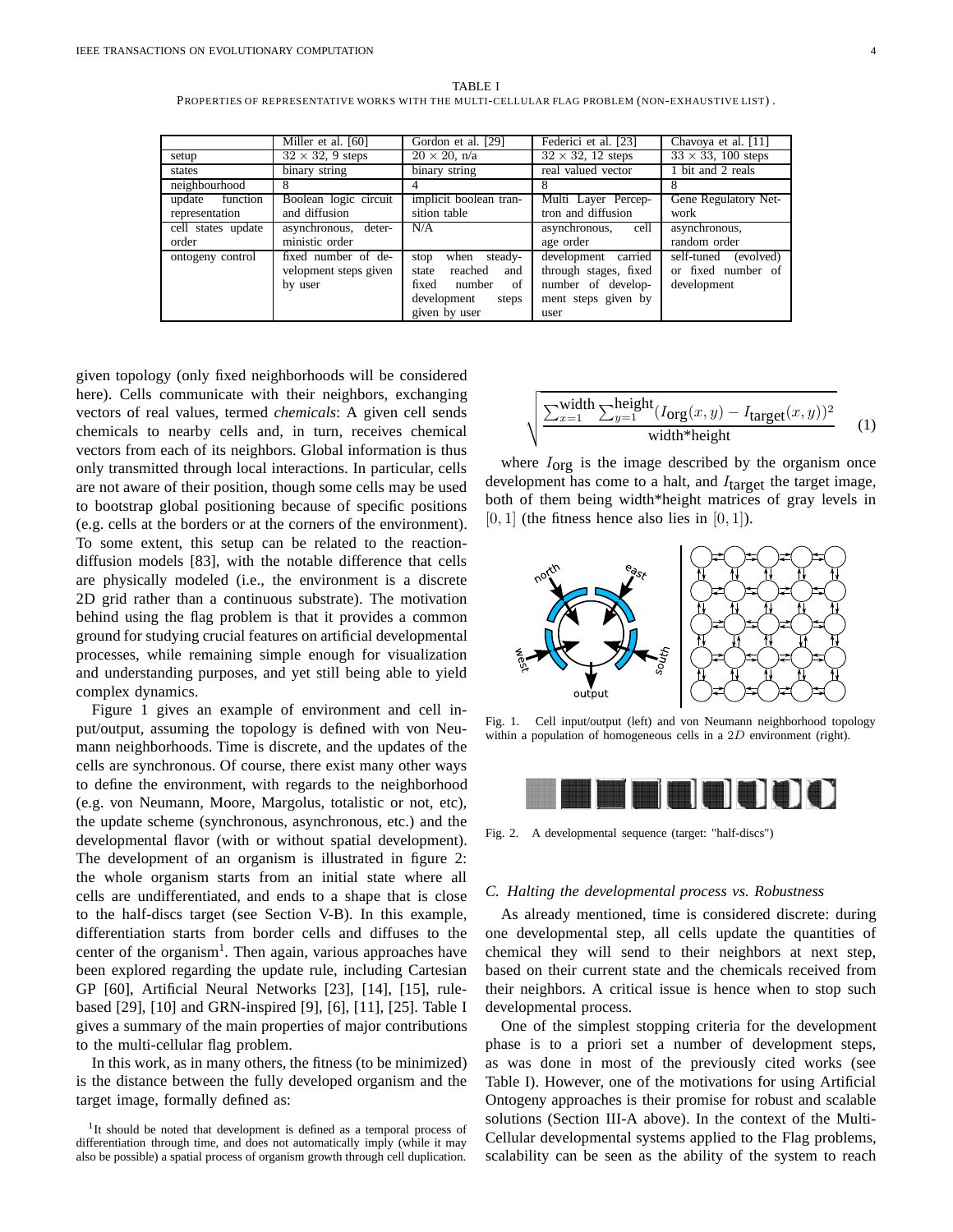TABLE I
PROPERTIES OF REPRESENTATIVE WORKS WITH THE MULTI-CELLULAR FLAG PROBLEM (NON-EXHAUSTIVE LIST).

| | Miller et al. [60] | Gordon et al. [29] | Federici et al. [23] | Chavoya et al. [11] |
|---|---|---|---|---|
| setup | $32 \times 32$, 9 steps | $20 \times 20$, n/a | $32 \times 32$, 12 steps | $33 \times 33$, 100 steps |
| states | binary string | binary string | real valued vector | 1 bit and 2 reals |
| neighbourhood | 8 | 4 | 8 | 8 |
| update function representation | Boolean logic circuit and diffusion | implicit boolean transition table | Multi Layer Perceptron and diffusion | Gene Regulatory Network |
| cell states update order | asynchronous, deterministic order | N/A | asynchronous, cell age order | asynchronous, random order |
| ontogeny control | fixed number of development steps given by user | stop when steady-state reached and fixed number of development steps given by user | development carried through stages, fixed number of development steps given by user | self-tuned (evolved) or fixed number of development |

given topology (only fixed neighborhoods will be considered here). Cells communicate with their neighbors, exchanging vectors of real values, termed *chemicals*: A given cell sends chemicals to nearby cells and, in turn, receives chemical vectors from each of its neighbors. Global information is thus only transmitted through local interactions. In particular, cells are not aware of their position, though some cells may be used to bootstrap global positioning because of specific positions (e.g. cells at the borders or at the corners of the environment). To some extent, this setup can be related to the reaction-diffusion models [83], with the notable difference that cells are physically modeled (i.e., the environment is a discrete 2D grid rather than a continuous substrate). The motivation behind using the flag problem is that it provides a common ground for studying crucial features on artificial developmental processes, while remaining simple enough for visualization and understanding purposes, and yet still being able to yield complex dynamics.

Figure 1 gives an example of environment and cell input/output, assuming the topology is defined with von Neumann neighborhoods. Time is discrete, and the updates of the cells are synchronous. Of course, there exist many other ways to define the environment, with regards to the neighborhood (e.g. von Neumann, Moore, Margolus, totalistic or not, etc), the update scheme (synchronous, asynchronous, etc.) and the developmental flavor (with or without spatial development). The development of an organism is illustrated in figure 2: the whole organism starts from an initial state where all cells are undifferentiated, and ends to a shape that is close to the half-discs target (see Section V-B). In this example, differentiation starts from border cells and diffuses to the center of the organism[1]. Then again, various approaches have been explored regarding the update rule, including Cartesian GP [60], Artificial Neural Networks [23], [14], [15], rule-based [29], [10] and GRN-inspired [9], [6], [11], [25]. Table I gives a summary of the main properties of major contributions to the multi-cellular flag problem.

In this work, as in many others, the fitness (to be minimized) is the distance between the fully developed organism and the target image, formally defined as:

$$\sqrt{\frac{\sum_{x=1}^{\text{width}}\sum_{y=1}^{\text{height}}(I_{\text{org}}(x,y) - I_{\text{target}}(x,y))^2}{\text{width*height}}} \quad (1)$$

where $I_{\text{org}}$ is the image described by the organism once development has come to a halt, and $I_{\text{target}}$ the target image, both of them being width*height matrices of gray levels in $[0,1]$ (the fitness hence also lies in $[0,1]$).

Fig. 1. Cell input/output (left) and von Neumann neighborhood topology within a population of homogeneous cells in a $2D$ environment (right).

Fig. 2. A developmental sequence (target: "half-discs")

### C. Halting the developmental process vs. Robustness

As already mentioned, time is considered discrete: during one developmental step, all cells update the quantities of chemical they will send to their neighbors at next step, based on their current state and the chemicals received from their neighbors. A critical issue is hence when to stop such developmental process.

One of the simplest stopping criteria for the development phase is to a priori set a number of development steps, as was done in most of the previously cited works (see Table I). However, one of the motivations for using Artificial Ontogeny approaches is their promise for robust and scalable solutions (Section III-A above). In the context of the Multi-Cellular developmental systems applied to the Flag problems, scalability can be seen as the ability of the system to reach

[1]It should be noted that development is defined as a temporal process of differentiation through time, and does not automatically imply (while it may also be possible) a spatial process of organism growth through cell duplication.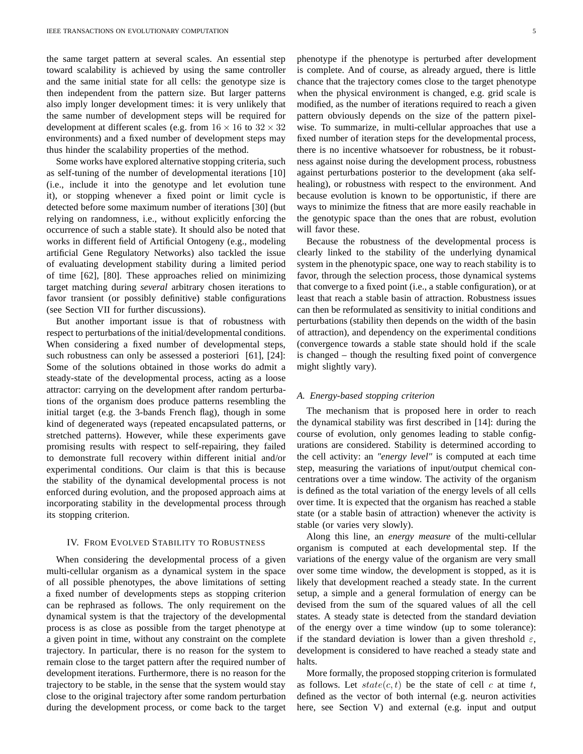the same target pattern at several scales. An essential step toward scalability is achieved by using the same controller and the same initial state for all cells: the genotype size is then independent from the pattern size. But larger patterns also imply longer development times: it is very unlikely that the same number of development steps will be required for development at different scales (e.g. from $16 \times 16$ to $32 \times 32$ environments) and a fixed number of development steps may thus hinder the scalability properties of the method.

Some works have explored alternative stopping criteria, such as self-tuning of the number of developmental iterations [10] (i.e., include it into the genotype and let evolution tune it), or stopping whenever a fixed point or limit cycle is detected before some maximum number of iterations [30] (but relying on randomness, i.e., without explicitly enforcing the occurrence of such a stable state). It should also be noted that works in different field of Artificial Ontogeny (e.g., modeling artificial Gene Regulatory Networks) also tackled the issue of evaluating development stability during a limited period of time [62], [80]. These approaches relied on minimizing target matching during *several* arbitrary chosen iterations to favor transient (or possibly definitive) stable configurations (see Section VII for further discussions).

But another important issue is that of robustness with respect to perturbations of the initial/developmental conditions. When considering a fixed number of developmental steps, such robustness can only be assessed a posteriori [61], [24]: Some of the solutions obtained in those works do admit a steady-state of the developmental process, acting as a loose attractor: carrying on the development after random perturbations of the organism does produce patterns resembling the initial target (e.g. the 3-bands French flag), though in some kind of degenerated ways (repeated encapsulated patterns, or stretched patterns). However, while these experiments gave promising results with respect to self-repairing, they failed to demonstrate full recovery within different initial and/or experimental conditions. Our claim is that this is because the stability of the dynamical developmental process is not enforced during evolution, and the proposed approach aims at incorporating stability in the developmental process through its stopping criterion.

## IV. From Evolved Stability to Robustness

When considering the developmental process of a given multi-cellular organism as a dynamical system in the space of all possible phenotypes, the above limitations of setting a fixed number of developments steps as stopping criterion can be rephrased as follows. The only requirement on the dynamical system is that the trajectory of the developmental process is as close as possible from the target phenotype at a given point in time, without any constraint on the complete trajectory. In particular, there is no reason for the system to remain close to the target pattern after the required number of development iterations. Furthermore, there is no reason for the trajectory to be stable, in the sense that the system would stay close to the original trajectory after some random perturbation during the development process, or come back to the target phenotype if the phenotype is perturbed after development is complete. And of course, as already argued, there is little chance that the trajectory comes close to the target phenotype when the physical environment is changed, e.g. grid scale is modified, as the number of iterations required to reach a given pattern obviously depends on the size of the pattern pixel-wise. To summarize, in multi-cellular approaches that use a fixed number of iteration steps for the developmental process, there is no incentive whatsoever for robustness, be it robustness against noise during the development process, robustness against perturbations posterior to the development (aka self-healing), or robustness with respect to the environment. And because evolution is known to be opportunistic, if there are ways to minimize the fitness that are more easily reachable in the genotypic space than the ones that are robust, evolution will favor these.

Because the robustness of the developmental process is clearly linked to the stability of the underlying dynamical system in the phenotypic space, one way to reach stability is to favor, through the selection process, those dynamical systems that converge to a fixed point (i.e., a stable configuration), or at least that reach a stable basin of attraction. Robustness issues can then be reformulated as sensitivity to initial conditions and perturbations (stability then depends on the width of the basin of attraction), and dependency on the experimental conditions (convergence towards a stable state should hold if the scale is changed – though the resulting fixed point of convergence might slightly vary).

### A. Energy-based stopping criterion

The mechanism that is proposed here in order to reach the dynamical stability was first described in [14]: during the course of evolution, only genomes leading to stable configurations are considered. Stability is determined according to the cell activity: an *"energy level"* is computed at each time step, measuring the variations of input/output chemical concentrations over a time window. The activity of the organism is defined as the total variation of the energy levels of all cells over time. It is expected that the organism has reached a stable state (or a stable basin of attraction) whenever the activity is stable (or varies very slowly).

Along this line, an *energy measure* of the multi-cellular organism is computed at each developmental step. If the variations of the energy value of the organism are very small over some time window, the development is stopped, as it is likely that development reached a steady state. In the current setup, a simple and a general formulation of energy can be devised from the sum of the squared values of all the cell states. A steady state is detected from the standard deviation of the energy over a time window (up to some tolerance): if the standard deviation is lower than a given threshold $\varepsilon$, development is considered to have reached a steady state and halts.

More formally, the proposed stopping criterion is formulated as follows. Let $state(c, t)$ be the state of cell $c$ at time $t$, defined as the vector of both internal (e.g. neuron activities here, see Section V) and external (e.g. input and output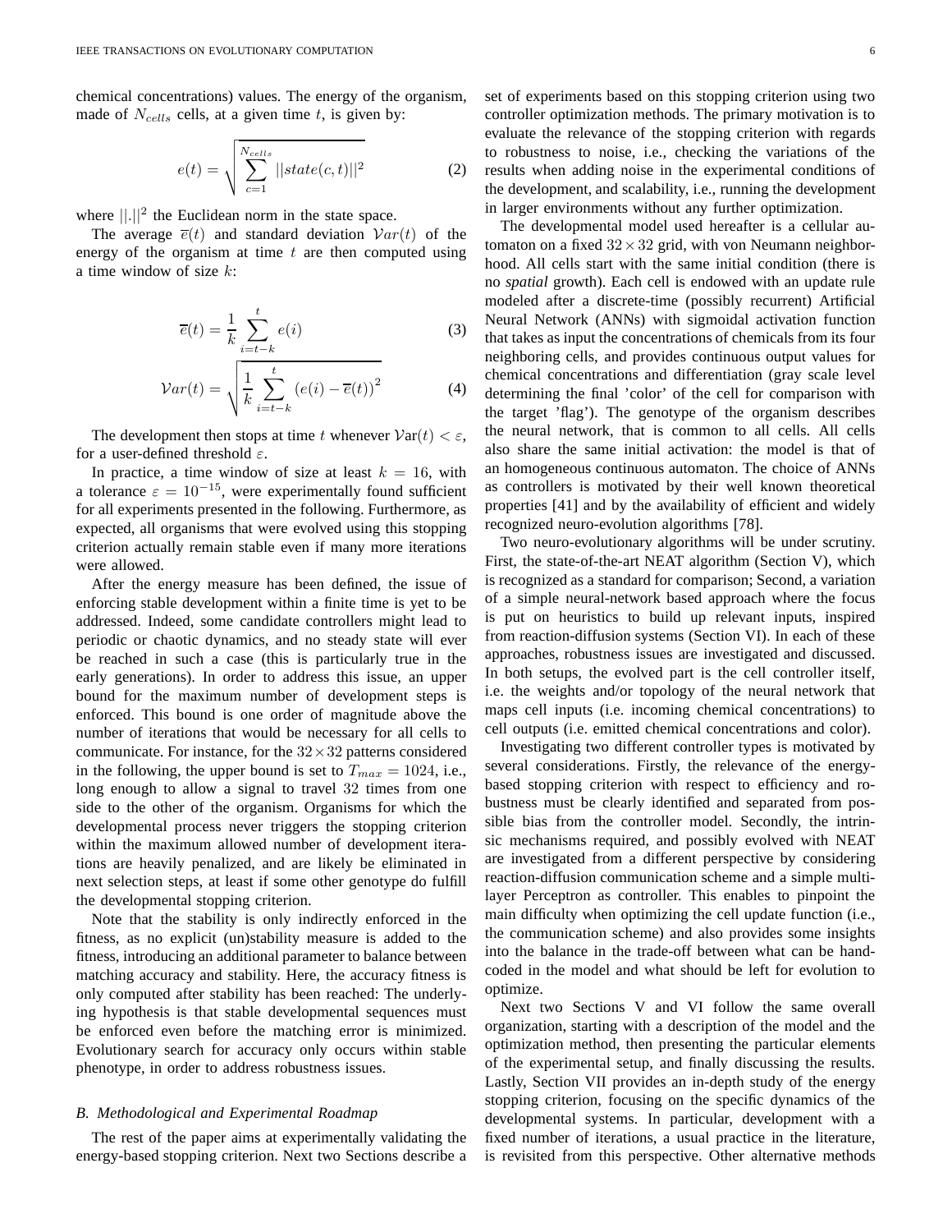chemical concentrations) values. The energy of the organism, made of $N_{cells}$ cells, at a given time $t$, is given by:

$$e(t) = \sqrt{\sum_{c=1}^{N_{cells}} ||state(c,t)||^2} \tag{2}$$

where $||.||^2$ the Euclidean norm in the state space.

The average $\overline{e}(t)$ and standard deviation $\mathcal{V}ar(t)$ of the energy of the organism at time $t$ are then computed using a time window of size $k$:

$$\overline{e}(t) = \frac{1}{k}\sum_{i=t-k}^{t} e(i) \tag{3}$$

$$\mathcal{V}ar(t) = \sqrt{\frac{1}{k}\sum_{i=t-k}^{t} \left(e(i) - \overline{e}(t)\right)^2} \tag{4}$$

The development then stops at time $t$ whenever $\mathcal{V}\text{ar}(t) < \varepsilon$, for a user-defined threshold $\varepsilon$.

In practice, a time window of size at least $k = 16$, with a tolerance $\varepsilon = 10^{-15}$, were experimentally found sufficient for all experiments presented in the following. Furthermore, as expected, all organisms that were evolved using this stopping criterion actually remain stable even if many more iterations were allowed.

After the energy measure has been defined, the issue of enforcing stable development within a finite time is yet to be addressed. Indeed, some candidate controllers might lead to periodic or chaotic dynamics, and no steady state will ever be reached in such a case (this is particularly true in the early generations). In order to address this issue, an upper bound for the maximum number of development steps is enforced. This bound is one order of magnitude above the number of iterations that would be necessary for all cells to communicate. For instance, for the $32\times32$ patterns considered in the following, the upper bound is set to $T_{max} = 1024$, i.e., long enough to allow a signal to travel 32 times from one side to the other of the organism. Organisms for which the developmental process never triggers the stopping criterion within the maximum allowed number of development iterations are heavily penalized, and are likely be eliminated in next selection steps, at least if some other genotype do fulfill the developmental stopping criterion.

Note that the stability is only indirectly enforced in the fitness, as no explicit (un)stability measure is added to the fitness, introducing an additional parameter to balance between matching accuracy and stability. Here, the accuracy fitness is only computed after stability has been reached: The underlying hypothesis is that stable developmental sequences must be enforced even before the matching error is minimized. Evolutionary search for accuracy only occurs within stable phenotype, in order to address robustness issues.

### B. Methodological and Experimental Roadmap

The rest of the paper aims at experimentally validating the energy-based stopping criterion. Next two Sections describe a set of experiments based on this stopping criterion using two controller optimization methods. The primary motivation is to evaluate the relevance of the stopping criterion with regards to robustness to noise, i.e., checking the variations of the results when adding noise in the experimental conditions of the development, and scalability, i.e., running the development in larger environments without any further optimization.

The developmental model used hereafter is a cellular automaton on a fixed $32\times32$ grid, with von Neumann neighborhood. All cells start with the same initial condition (there is no *spatial* growth). Each cell is endowed with an update rule modeled after a discrete-time (possibly recurrent) Artificial Neural Network (ANNs) with sigmoidal activation function that takes as input the concentrations of chemicals from its four neighboring cells, and provides continuous output values for chemical concentrations and differentiation (gray scale level determining the final 'color' of the cell for comparison with the target 'flag'). The genotype of the organism describes the neural network, that is common to all cells. All cells also share the same initial activation: the model is that of an homogeneous continuous automaton. The choice of ANNs as controllers is motivated by their well known theoretical properties [41] and by the availability of efficient and widely recognized neuro-evolution algorithms [78].

Two neuro-evolutionary algorithms will be under scrutiny. First, the state-of-the-art NEAT algorithm (Section V), which is recognized as a standard for comparison; Second, a variation of a simple neural-network based approach where the focus is put on heuristics to build up relevant inputs, inspired from reaction-diffusion systems (Section VI). In each of these approaches, robustness issues are investigated and discussed. In both setups, the evolved part is the cell controller itself, i.e. the weights and/or topology of the neural network that maps cell inputs (i.e. incoming chemical concentrations) to cell outputs (i.e. emitted chemical concentrations and color).

Investigating two different controller types is motivated by several considerations. Firstly, the relevance of the energy-based stopping criterion with respect to efficiency and robustness must be clearly identified and separated from possible bias from the controller model. Secondly, the intrinsic mechanisms required, and possibly evolved with NEAT are investigated from a different perspective by considering reaction-diffusion communication scheme and a simple multi-layer Perceptron as controller. This enables to pinpoint the main difficulty when optimizing the cell update function (i.e., the communication scheme) and also provides some insights into the balance in the trade-off between what can be hand-coded in the model and what should be left for evolution to optimize.

Next two Sections V and VI follow the same overall organization, starting with a description of the model and the optimization method, then presenting the particular elements of the experimental setup, and finally discussing the results. Lastly, Section VII provides an in-depth study of the energy stopping criterion, focusing on the specific dynamics of the developmental systems. In particular, development with a fixed number of iterations, a usual practice in the literature, is revisited from this perspective. Other alternative methods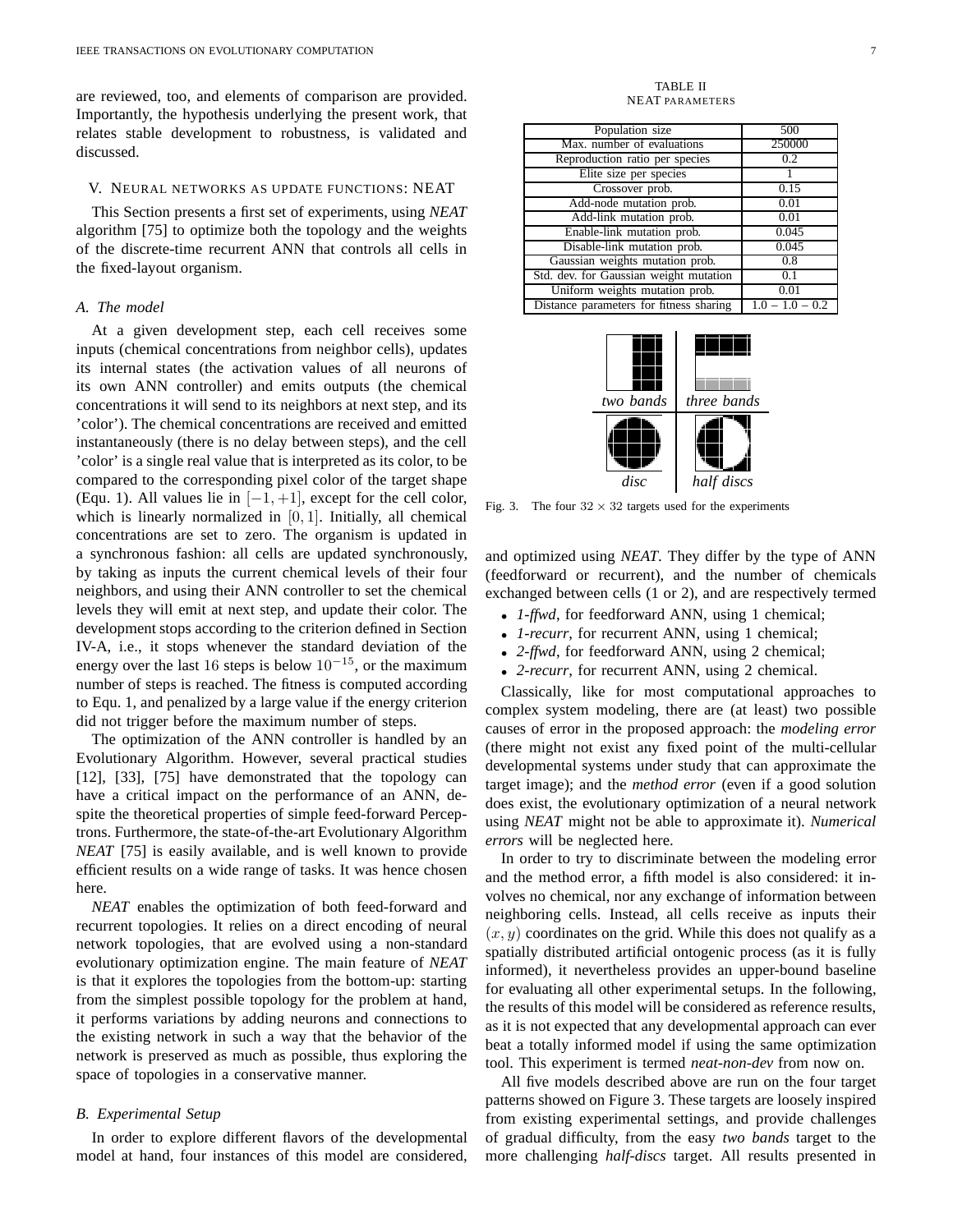are reviewed, too, and elements of comparison are provided. Importantly, the hypothesis underlying the present work, that relates stable development to robustness, is validated and discussed.

## V. Neural networks as update functions: NEAT

This Section presents a first set of experiments, using *NEAT* algorithm [75] to optimize both the topology and the weights of the discrete-time recurrent ANN that controls all cells in the fixed-layout organism.

### A. The model

At a given development step, each cell receives some inputs (chemical concentrations from neighbor cells), updates its internal states (the activation values of all neurons of its own ANN controller) and emits outputs (the chemical concentrations it will send to its neighbors at next step, and its 'color'). The chemical concentrations are received and emitted instantaneously (there is no delay between steps), and the cell 'color' is a single real value that is interpreted as its color, to be compared to the corresponding pixel color of the target shape (Equ. 1). All values lie in $[-1, +1]$, except for the cell color, which is linearly normalized in $[0, 1]$. Initially, all chemical concentrations are set to zero. The organism is updated in a synchronous fashion: all cells are updated synchronously, by taking as inputs the current chemical levels of their four neighbors, and using their ANN controller to set the chemical levels they will emit at next step, and update their color. The development stops according to the criterion defined in Section IV-A, i.e., it stops whenever the standard deviation of the energy over the last $16$ steps is below $10^{-15}$, or the maximum number of steps is reached. The fitness is computed according to Equ. 1, and penalized by a large value if the energy criterion did not trigger before the maximum number of steps.

The optimization of the ANN controller is handled by an Evolutionary Algorithm. However, several practical studies [12], [33], [75] have demonstrated that the topology can have a critical impact on the performance of an ANN, despite the theoretical properties of simple feed-forward Perceptrons. Furthermore, the state-of-the-art Evolutionary Algorithm *NEAT* [75] is easily available, and is well known to provide efficient results on a wide range of tasks. It was hence chosen here.

*NEAT* enables the optimization of both feed-forward and recurrent topologies. It relies on a direct encoding of neural network topologies, that are evolved using a non-standard evolutionary optimization engine. The main feature of *NEAT* is that it explores the topologies from the bottom-up: starting from the simplest possible topology for the problem at hand, it performs variations by adding neurons and connections to the existing network in such a way that the behavior of the network is preserved as much as possible, thus exploring the space of topologies in a conservative manner.

### B. Experimental Setup

In order to explore different flavors of the developmental model at hand, four instances of this model are considered, and optimized using *NEAT*. They differ by the type of ANN (feedforward or recurrent), and the number of chemicals exchanged between cells (1 or 2), and are respectively termed

- *1-ffwd*, for feedforward ANN, using 1 chemical;
- *1-recurr*, for recurrent ANN, using 1 chemical;
- *2-ffwd*, for feedforward ANN, using 2 chemical;
- *2-recurr*, for recurrent ANN, using 2 chemical.

TABLE II
NEAT parameters

| Parameter | Value |
|---|---|
| Population size | 500 |
| Max. number of evaluations | 250000 |
| Reproduction ratio per species | 0.2 |
| Elite size per species | 1 |
| Crossover prob. | 0.15 |
| Add-node mutation prob. | 0.01 |
| Add-link mutation prob. | 0.01 |
| Enable-link mutation prob. | 0.045 |
| Disable-link mutation prob. | 0.045 |
| Gaussian weights mutation prob. | 0.8 |
| Std. dev. for Gaussian weight mutation | 0.1 |
| Uniform weights mutation prob. | 0.01 |
| Distance parameters for fitness sharing | 1.0 – 1.0 – 0.2 |

*two bands* | *three bands* | *disc* | *half discs*

Fig. 3. The four $32 \times 32$ targets used for the experiments

Classically, like for most computational approaches to complex system modeling, there are (at least) two possible causes of error in the proposed approach: the *modeling error* (there might not exist any fixed point of the multi-cellular developmental systems under study that can approximate the target image); and the *method error* (even if a good solution does exist, the evolutionary optimization of a neural network using *NEAT* might not be able to approximate it). *Numerical errors* will be neglected here.

In order to try to discriminate between the modeling error and the method error, a fifth model is also considered: it involves no chemical, nor any exchange of information between neighboring cells. Instead, all cells receive as inputs their $(x, y)$ coordinates on the grid. While this does not qualify as a spatially distributed artificial ontogenic process (as it is fully informed), it nevertheless provides an upper-bound baseline for evaluating all other experimental setups. In the following, the results of this model will be considered as reference results, as it is not expected that any developmental approach can ever beat a totally informed model if using the same optimization tool. This experiment is termed *neat-non-dev* from now on.

All five models described above are run on the four target patterns showed on Figure 3. These targets are loosely inspired from existing experimental settings, and provide challenges of gradual difficulty, from the easy *two bands* target to the more challenging *half-discs* target. All results presented in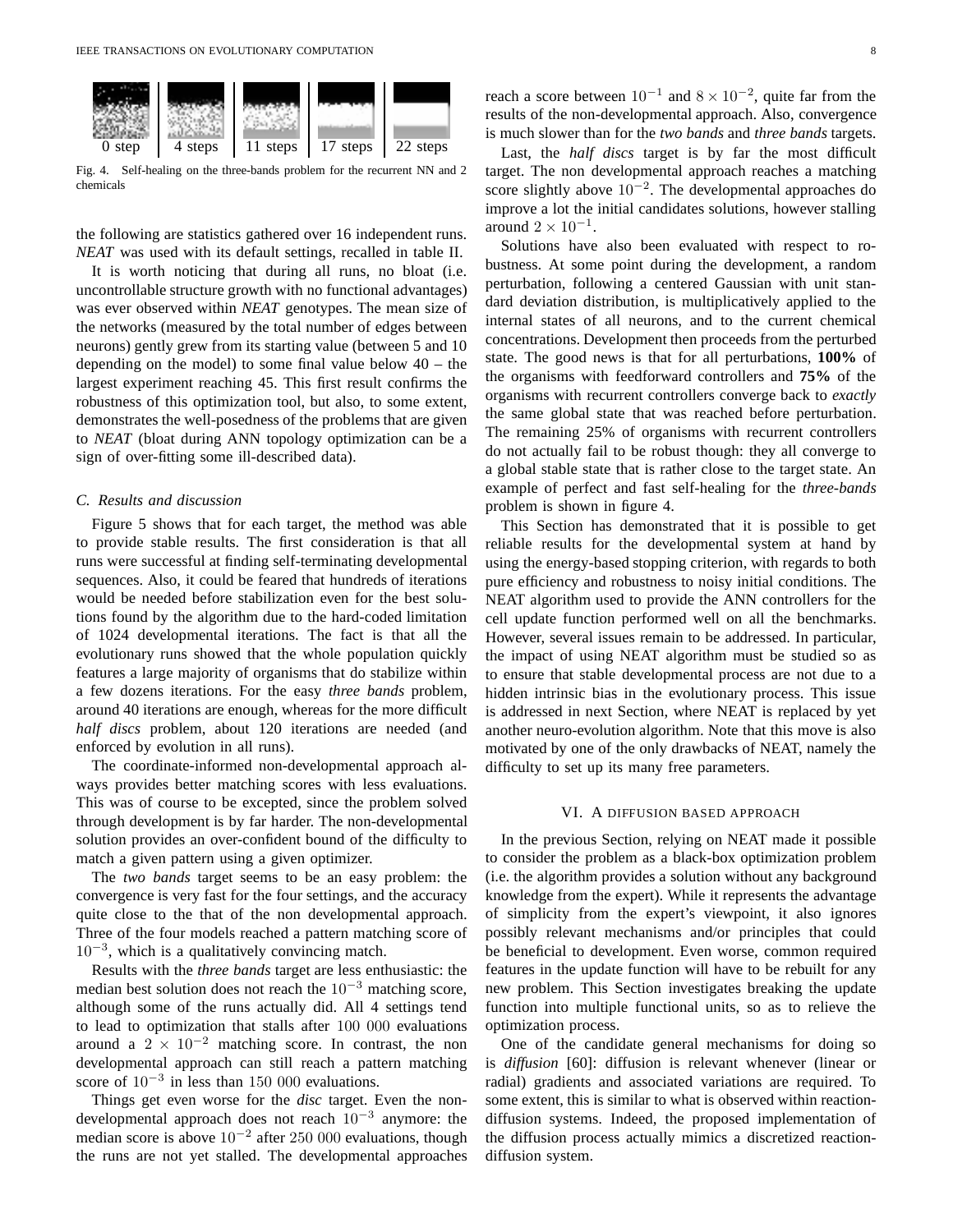0 step | 4 steps | 11 steps | 17 steps | 22 steps

Fig. 4. Self-healing on the three-bands problem for the recurrent NN and 2 chemicals

the following are statistics gathered over 16 independent runs. *NEAT* was used with its default settings, recalled in table II.

It is worth noticing that during all runs, no bloat (i.e. uncontrollable structure growth with no functional advantages) was ever observed within *NEAT* genotypes. The mean size of the networks (measured by the total number of edges between neurons) gently grew from its starting value (between 5 and 10 depending on the model) to some final value below 40 – the largest experiment reaching 45. This first result confirms the robustness of this optimization tool, but also, to some extent, demonstrates the well-posedness of the problems that are given to *NEAT* (bloat during ANN topology optimization can be a sign of over-fitting some ill-described data).

### C. Results and discussion

Figure 5 shows that for each target, the method was able to provide stable results. The first consideration is that all runs were successful at finding self-terminating developmental sequences. Also, it could be feared that hundreds of iterations would be needed before stabilization even for the best solutions found by the algorithm due to the hard-coded limitation of 1024 developmental iterations. The fact is that all the evolutionary runs showed that the whole population quickly features a large majority of organisms that do stabilize within a few dozens iterations. For the easy *three bands* problem, around 40 iterations are enough, whereas for the more difficult *half discs* problem, about 120 iterations are needed (and enforced by evolution in all runs).

The coordinate-informed non-developmental approach always provides better matching scores with less evaluations. This was of course to be excepted, since the problem solved through development is by far harder. The non-developmental solution provides an over-confident bound of the difficulty to match a given pattern using a given optimizer.

The *two bands* target seems to be an easy problem: the convergence is very fast for the four settings, and the accuracy quite close to the that of the non developmental approach. Three of the four models reached a pattern matching score of $10^{-3}$, which is a qualitatively convincing match.

Results with the *three bands* target are less enthusiastic: the median best solution does not reach the $10^{-3}$ matching score, although some of the runs actually did. All 4 settings tend to lead to optimization that stalls after $100\ 000$ evaluations around a $2 \times 10^{-2}$ matching score. In contrast, the non developmental approach can still reach a pattern matching score of $10^{-3}$ in less than $150\ 000$ evaluations.

Things get even worse for the *disc* target. Even the non-developmental approach does not reach $10^{-3}$ anymore: the median score is above $10^{-2}$ after $250\ 000$ evaluations, though the runs are not yet stalled. The developmental approaches reach a score between $10^{-1}$ and $8 \times 10^{-2}$, quite far from the results of the non-developmental approach. Also, convergence is much slower than for the *two bands* and *three bands* targets.

Last, the *half discs* target is by far the most difficult target. The non developmental approach reaches a matching score slightly above $10^{-2}$. The developmental approaches do improve a lot the initial candidates solutions, however stalling around $2 \times 10^{-1}$.

Solutions have also been evaluated with respect to robustness. At some point during the development, a random perturbation, following a centered Gaussian with unit standard deviation distribution, is multiplicatively applied to the internal states of all neurons, and to the current chemical concentrations. Development then proceeds from the perturbed state. The good news is that for all perturbations, **100%** of the organisms with feedforward controllers and **75%** of the organisms with recurrent controllers converge back to *exactly* the same global state that was reached before perturbation. The remaining 25% of organisms with recurrent controllers do not actually fail to be robust though: they all converge to a global stable state that is rather close to the target state. An example of perfect and fast self-healing for the *three-bands* problem is shown in figure 4.

This Section has demonstrated that it is possible to get reliable results for the developmental system at hand by using the energy-based stopping criterion, with regards to both pure efficiency and robustness to noisy initial conditions. The NEAT algorithm used to provide the ANN controllers for the cell update function performed well on all the benchmarks. However, several issues remain to be addressed. In particular, the impact of using NEAT algorithm must be studied so as to ensure that stable developmental process are not due to a hidden intrinsic bias in the evolutionary process. This issue is addressed in next Section, where NEAT is replaced by yet another neuro-evolution algorithm. Note that this move is also motivated by one of the only drawbacks of NEAT, namely the difficulty to set up its many free parameters.

## VI. A diffusion based approach

In the previous Section, relying on NEAT made it possible to consider the problem as a black-box optimization problem (i.e. the algorithm provides a solution without any background knowledge from the expert). While it represents the advantage of simplicity from the expert's viewpoint, it also ignores possibly relevant mechanisms and/or principles that could be beneficial to development. Even worse, common required features in the update function will have to be rebuilt for any new problem. This Section investigates breaking the update function into multiple functional units, so as to relieve the optimization process.

One of the candidate general mechanisms for doing so is *diffusion* [60]: diffusion is relevant whenever (linear or radial) gradients and associated variations are required. To some extent, this is similar to what is observed within reaction-diffusion systems. Indeed, the proposed implementation of the diffusion process actually mimics a discretized reaction-diffusion system.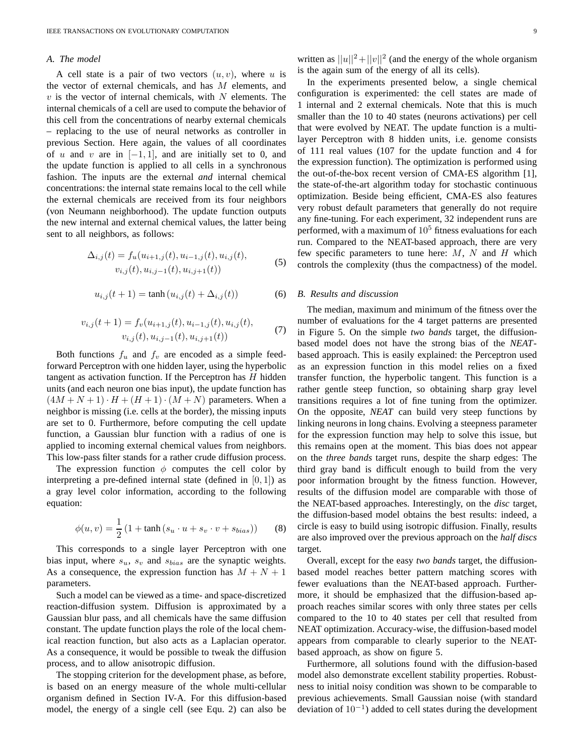### A. The model

A cell state is a pair of two vectors $(u, v)$, where $u$ is the vector of external chemicals, and has $M$ elements, and $v$ is the vector of internal chemicals, with $N$ elements. The internal chemicals of a cell are used to compute the behavior of this cell from the concentrations of nearby external chemicals – replacing to the use of neural networks as controller in previous Section. Here again, the values of all coordinates of $u$ and $v$ are in $[-1, 1]$, and are initially set to 0, and the update function is applied to all cells in a synchronous fashion. The inputs are the external *and* internal chemical concentrations: the internal state remains local to the cell while the external chemicals are received from its four neighbors (von Neumann neighborhood). The update function outputs the new internal and external chemical values, the latter being sent to all neighbors, as follows:

$$\Delta_{i,j}(t) = f_u(u_{i+1,j}(t), u_{i-1,j}(t), u_{i,j}(t), v_{i,j}(t), u_{i,j-1}(t), u_{i,j+1}(t)) \tag{5}$$

$$u_{i,j}(t+1) = \tanh\left(u_{i,j}(t) + \Delta_{i,j}(t)\right) \tag{6}$$

$$v_{i,j}(t+1) = f_v(u_{i+1,j}(t), u_{i-1,j}(t), u_{i,j}(t), v_{i,j}(t), u_{i,j-1}(t), u_{i,j+1}(t)) \tag{7}$$

Both functions $f_u$ and $f_v$ are encoded as a simple feed-forward Perceptron with one hidden layer, using the hyperbolic tangent as activation function. If the Perceptron has $H$ hidden units (and each neuron one bias input), the update function has $(4M + N + 1) \cdot H + (H + 1) \cdot (M + N)$ parameters. When a neighbor is missing (i.e. cells at the border), the missing inputs are set to 0. Furthermore, before computing the cell update function, a Gaussian blur function with a radius of one is applied to incoming external chemical values from neighbors. This low-pass filter stands for a rather crude diffusion process.

The expression function $\phi$ computes the cell color by interpreting a pre-defined internal state (defined in $[0, 1]$) as a gray level color information, according to the following equation:

$$\phi(u, v) = \frac{1}{2}\left(1 + \tanh\left(s_u \cdot u + s_v \cdot v + s_{bias}\right)\right) \tag{8}$$

This corresponds to a single layer Perceptron with one bias input, where $s_u$, $s_v$ and $s_{bias}$ are the synaptic weights. As a consequence, the expression function has $M + N + 1$ parameters.

Such a model can be viewed as a time- and space-discretized reaction-diffusion system. Diffusion is approximated by a Gaussian blur pass, and all chemicals have the same diffusion constant. The update function plays the role of the local chemical reaction function, but also acts as a Laplacian operator. As a consequence, it would be possible to tweak the diffusion process, and to allow anisotropic diffusion.

The stopping criterion for the development phase, as before, is based on an energy measure of the whole multi-cellular organism defined in Section IV-A. For this diffusion-based model, the energy of a single cell (see Equ. 2) can also be written as $||u||^2 + ||v||^2$ (and the energy of the whole organism is the again sum of the energy of all its cells).

In the experiments presented below, a single chemical configuration is experimented: the cell states are made of 1 internal and 2 external chemicals. Note that this is much smaller than the 10 to 40 states (neurons activations) per cell that were evolved by NEAT. The update function is a multi-layer Perceptron with 8 hidden units, i.e. genome consists of 111 real values (107 for the update function and 4 for the expression function). The optimization is performed using the out-of-the-box recent version of CMA-ES algorithm [1], the state-of-the-art algorithm today for stochastic continuous optimization. Beside being efficient, CMA-ES also features very robust default parameters that generally do not require any fine-tuning. For each experiment, 32 independent runs are performed, with a maximum of $10^5$ fitness evaluations for each run. Compared to the NEAT-based approach, there are very few specific parameters to tune here: $M$, $N$ and $H$ which controls the complexity (thus the compactness) of the model.

### B. Results and discussion

The median, maximum and minimum of the fitness over the number of evaluations for the 4 target patterns are presented in Figure 5. On the simple *two bands* target, the diffusion-based model does not have the strong bias of the *NEAT*-based approach. This is easily explained: the Perceptron used as an expression function in this model relies on a fixed transfer function, the hyperbolic tangent. This function is a rather gentle steep function, so obtaining sharp gray level transitions requires a lot of fine tuning from the optimizer. On the opposite, *NEAT* can build very steep functions by linking neurons in long chains. Evolving a steepness parameter for the expression function may help to solve this issue, but this remains open at the moment. This bias does not appear on the *three bands* target runs, despite the sharp edges: The third gray band is difficult enough to build from the very poor information brought by the fitness function. However, results of the diffusion model are comparable with those of the NEAT-based approaches. Interestingly, on the *disc* target, the diffusion-based model obtains the best results: indeed, a circle is easy to build using isotropic diffusion. Finally, results are also improved over the previous approach on the *half discs* target.

Overall, except for the easy *two bands* target, the diffusion-based model reaches better pattern matching scores with fewer evaluations than the NEAT-based approach. Furthermore, it should be emphasized that the diffusion-based approach reaches similar scores with only three states per cells compared to the 10 to 40 states per cell that resulted from NEAT optimization. Accuracy-wise, the diffusion-based model appears from comparable to clearly superior to the NEAT-based approach, as show on figure 5.

Furthermore, all solutions found with the diffusion-based model also demonstrate excellent stability properties. Robustness to initial noisy condition was shown to be comparable to previous achievements. Small Gaussian noise (with standard deviation of $10^{-1}$) added to cell states during the development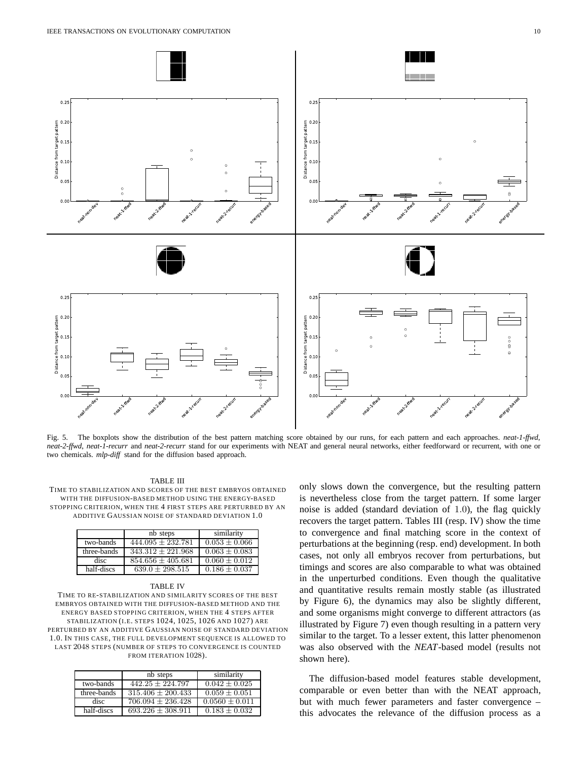Fig. 5. The boxplots show the distribution of the best pattern matching score obtained by our runs, for each pattern and each approaches. *neat-1-ffwd*, *neat-2-ffwd*, *neat-1-recurr* and *neat-2-recurr* stand for our experiments with NEAT and general neural networks, either feedforward or recurrent, with one or two chemicals. *mlp-diff* stand for the diffusion based approach.

TABLE III
TIME TO STABILIZATION AND SCORES OF THE BEST EMBRYOS OBTAINED WITH THE DIFFUSION-BASED METHOD USING THE ENERGY-BASED STOPPING CRITERION, WHEN THE 4 FIRST STEPS ARE PERTURBED BY AN ADDITIVE GAUSSIAN NOISE OF STANDARD DEVIATION 1.0

| | nb steps | similarity |
|---|---|---|
| two-bands | $444.095 \pm 232.781$ | $0.053 \pm 0.066$ |
| three-bands | $343.312 \pm 221.968$ | $0.063 \pm 0.083$ |
| disc | $854.656 \pm 405.681$ | $0.060 \pm 0.012$ |
| half-discs | $639.0 \pm 298.515$ | $0.186 \pm 0.037$ |

TABLE IV
TIME TO RE-STABILIZATION AND SIMILARITY SCORES OF THE BEST EMBRYOS OBTAINED WITH THE DIFFUSION-BASED METHOD AND THE ENERGY BASED STOPPING CRITERION, WHEN THE 4 STEPS AFTER STABILIZATION (I.E. STEPS 1024, 1025, 1026 AND 1027) ARE PERTURBED BY AN ADDITIVE GAUSSIAN NOISE OF STANDARD DEVIATION 1.0. IN THIS CASE, THE FULL DEVELOPMENT SEQUENCE IS ALLOWED TO LAST 2048 STEPS (NUMBER OF STEPS TO CONVERGENCE IS COUNTED FROM ITERATION 1028).

| | nb steps | similarity |
|---|---|---|
| two-bands | $442.25 \pm 224.797$ | $0.042 \pm 0.025$ |
| three-bands | $315.406 \pm 200.433$ | $0.059 \pm 0.051$ |
| disc | $706.094 \pm 236.428$ | $0.0560 \pm 0.011$ |
| half-discs | $693.226 \pm 308.911$ | $0.183 \pm 0.032$ |

only slows down the convergence, but the resulting pattern is nevertheless close from the target pattern. If some larger noise is added (standard deviation of 1.0), the flag quickly recovers the target pattern. Tables III (resp. IV) show the time to convergence and final matching score in the context of perturbations at the beginning (resp. end) development. In both cases, not only all embryos recover from perturbations, but timings and scores are also comparable to what was obtained in the unperturbed conditions. Even though the qualitative and quantitative results remain mostly stable (as illustrated by Figure 6), the dynamics may also be slightly different, and some organisms might converge to different attractors (as illustrated by Figure 7) even though resulting in a pattern very similar to the target. To a lesser extent, this latter phenomenon was also observed with the *NEAT*-based model (results not shown here).

The diffusion-based model features stable development, comparable or even better than with the NEAT approach, but with much fewer parameters and faster convergence – this advocates the relevance of the diffusion process as a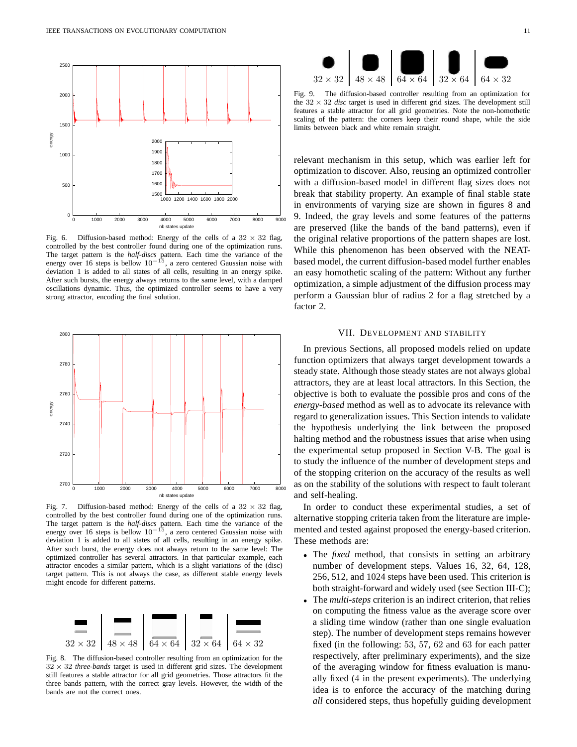Fig. 6. Diffusion-based method: Energy of the cells of a $32 \times 32$ flag, controlled by the best controller found during one of the optimization runs. The target pattern is the *half-discs* pattern. Each time the variance of the energy over 16 steps is bellow $10^{-15}$, a zero centered Gaussian noise with deviation 1 is added to all states of all cells, resulting in an energy spike. After such bursts, the energy always returns to the same level, with a damped oscillations dynamic. Thus, the optimized controller seems to have a very strong attractor, encoding the final solution.

Fig. 7. Diffusion-based method: Energy of the cells of a $32 \times 32$ flag, controlled by the best controller found during one of the optimization runs. The target pattern is the *half-discs* pattern. Each time the variance of the energy over 16 steps is bellow $10^{-15}$, a zero centered Gaussian noise with deviation 1 is added to all states of all cells, resulting in an energy spike. After such burst, the energy does not always return to the same level: The optimized controller has several attractors. In that particular example, each attractor encodes a similar pattern, which is a slight variations of the (disc) target pattern. This is not always the case, as different stable energy levels might encode for different patterns.

Fig. 8. The diffusion-based controller resulting from an optimization for the $32 \times 32$ *three-bands* target is used in different grid sizes. The development still features a stable attractor for all grid geometries. Those attractors fit the three bands pattern, with the correct gray levels. However, the width of the bands are not the correct ones.

Fig. 9. The diffusion-based controller resulting from an optimization for the $32 \times 32$ *disc* target is used in different grid sizes. The development still features a stable attractor for all grid geometries. Note the non-homothetic scaling of the pattern: the corners keep their round shape, while the side limits between black and white remain straight.

relevant mechanism in this setup, which was earlier left for optimization to discover. Also, reusing an optimized controller with a diffusion-based model in different flag sizes does not break that stability property. An example of final stable state in environments of varying size are shown in figures 8 and 9. Indeed, the gray levels and some features of the patterns are preserved (like the bands of the band patterns), even if the original relative proportions of the pattern shapes are lost. While this phenomenon has been observed with the NEAT-based model, the current diffusion-based model further enables an easy homothetic scaling of the pattern: Without any further optimization, a simple adjustment of the diffusion process may perform a Gaussian blur of radius 2 for a flag stretched by a factor 2.

## VII. Development and Stability

In previous Sections, all proposed models relied on update function optimizers that always target development towards a steady state. Although those steady states are not always global attractors, they are at least local attractors. In this Section, the objective is both to evaluate the possible pros and cons of the *energy-based* method as well as to advocate its relevance with regard to generalization issues. This Section intends to validate the hypothesis underlying the link between the proposed halting method and the robustness issues that arise when using the experimental setup proposed in Section V-B. The goal is to study the influence of the number of development steps and of the stopping criterion on the accuracy of the results as well as on the stability of the solutions with respect to fault tolerant and self-healing.

In order to conduct these experimental studies, a set of alternative stopping criteria taken from the literature are implemented and tested against proposed the energy-based criterion. These methods are:

- The *fixed* method, that consists in setting an arbitrary number of development steps. Values 16, 32, 64, 128, 256, 512, and 1024 steps have been used. This criterion is both straight-forward and widely used (see Section III-C);
- The *multi-steps* criterion is an indirect criterion, that relies on computing the fitness value as the average score over a sliding time window (rather than one single evaluation step). The number of development steps remains however fixed (in the following: 53, 57, 62 and 63 for each patter respectively, after preliminary experiments), and the size of the averaging window for fitness evaluation is manually fixed (4 in the present experiments). The underlying idea is to enforce the accuracy of the matching during *all* considered steps, thus hopefully guiding development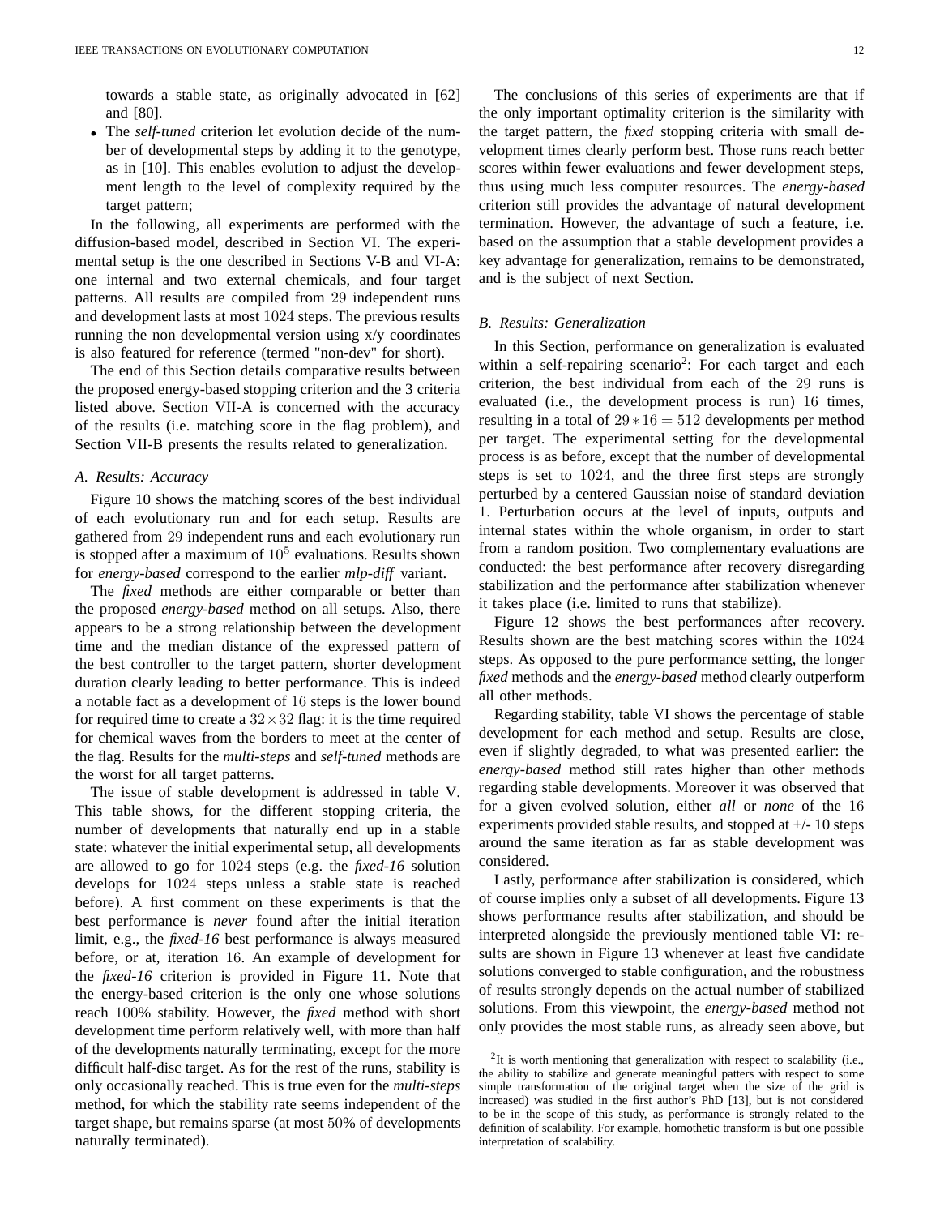towards a stable state, as originally advocated in [62] and [80].

- The *self-tuned* criterion let evolution decide of the number of developmental steps by adding it to the genotype, as in [10]. This enables evolution to adjust the development length to the level of complexity required by the target pattern;

In the following, all experiments are performed with the diffusion-based model, described in Section VI. The experimental setup is the one described in Sections V-B and VI-A: one internal and two external chemicals, and four target patterns. All results are compiled from $29$ independent runs and development lasts at most $1024$ steps. The previous results running the non developmental version using x/y coordinates is also featured for reference (termed "non-dev" for short).

The end of this Section details comparative results between the proposed energy-based stopping criterion and the 3 criteria listed above. Section VII-A is concerned with the accuracy of the results (i.e. matching score in the flag problem), and Section VII-B presents the results related to generalization.

### A. Results: Accuracy

Figure 10 shows the matching scores of the best individual of each evolutionary run and for each setup. Results are gathered from $29$ independent runs and each evolutionary run is stopped after a maximum of $10^5$ evaluations. Results shown for *energy-based* correspond to the earlier *mlp-diff* variant.

The *fixed* methods are either comparable or better than the proposed *energy-based* method on all setups. Also, there appears to be a strong relationship between the development time and the median distance of the expressed pattern of the best controller to the target pattern, shorter development duration clearly leading to better performance. This is indeed a notable fact as a development of $16$ steps is the lower bound for required time to create a $32 \times 32$ flag: it is the time required for chemical waves from the borders to meet at the center of the flag. Results for the *multi-steps* and *self-tuned* methods are the worst for all target patterns.

The issue of stable development is addressed in table V. This table shows, for the different stopping criteria, the number of developments that naturally end up in a stable state: whatever the initial experimental setup, all developments are allowed to go for $1024$ steps (e.g. the *fixed-16* solution develops for $1024$ steps unless a stable state is reached before). A first comment on these experiments is that the best performance is *never* found after the initial iteration limit, e.g., the *fixed-16* best performance is always measured before, or at, iteration $16$. An example of development for the *fixed-16* criterion is provided in Figure 11. Note that the energy-based criterion is the only one whose solutions reach $100\%$ stability. However, the *fixed* method with short development time perform relatively well, with more than half of the developments naturally terminating, except for the more difficult half-disc target. As for the rest of the runs, stability is only occasionally reached. This is true even for the *multi-steps* method, for which the stability rate seems independent of the target shape, but remains sparse (at most $50\%$ of developments naturally terminated).

The conclusions of this series of experiments are that if the only important optimality criterion is the similarity with the target pattern, the *fixed* stopping criteria with small development times clearly perform best. Those runs reach better scores within fewer evaluations and fewer development steps, thus using much less computer resources. The *energy-based* criterion still provides the advantage of natural development termination. However, the advantage of such a feature, i.e. based on the assumption that a stable development provides a key advantage for generalization, remains to be demonstrated, and is the subject of next Section.

### B. Results: Generalization

In this Section, performance on generalization is evaluated within a self-repairing scenario[2]: For each target and each criterion, the best individual from each of the $29$ runs is evaluated (i.e., the development process is run) $16$ times, resulting in a total of $29 * 16 = 512$ developments per method per target. The experimental setting for the developmental process is as before, except that the number of developmental steps is set to $1024$, and the three first steps are strongly perturbed by a centered Gaussian noise of standard deviation $1$. Perturbation occurs at the level of inputs, outputs and internal states within the whole organism, in order to start from a random position. Two complementary evaluations are conducted: the best performance after recovery disregarding stabilization and the performance after stabilization whenever it takes place (i.e. limited to runs that stabilize).

Figure 12 shows the best performances after recovery. Results shown are the best matching scores within the $1024$ steps. As opposed to the pure performance setting, the longer *fixed* methods and the *energy-based* method clearly outperform all other methods.

Regarding stability, table VI shows the percentage of stable development for each method and setup. Results are close, even if slightly degraded, to what was presented earlier: the *energy-based* method still rates higher than other methods regarding stable developments. Moreover it was observed that for a given evolved solution, either *all* or *none* of the $16$ experiments provided stable results, and stopped at +/- 10 steps around the same iteration as far as stable development was considered.

Lastly, performance after stabilization is considered, which of course implies only a subset of all developments. Figure 13 shows performance results after stabilization, and should be interpreted alongside the previously mentioned table VI: results are shown in Figure 13 whenever at least five candidate solutions converged to stable configuration, and the robustness of results strongly depends on the actual number of stabilized solutions. From this viewpoint, the *energy-based* method not only provides the most stable runs, as already seen above, but

[2] It is worth mentioning that generalization with respect to scalability (i.e., the ability to stabilize and generate meaningful patterns with respect to some simple transformation of the original target when the size of the grid is increased) was studied in the first author's PhD [13], but is not considered to be in the scope of this study, as performance is strongly related to the definition of scalability. For example, homothetic transform is but one possible interpretation of scalability.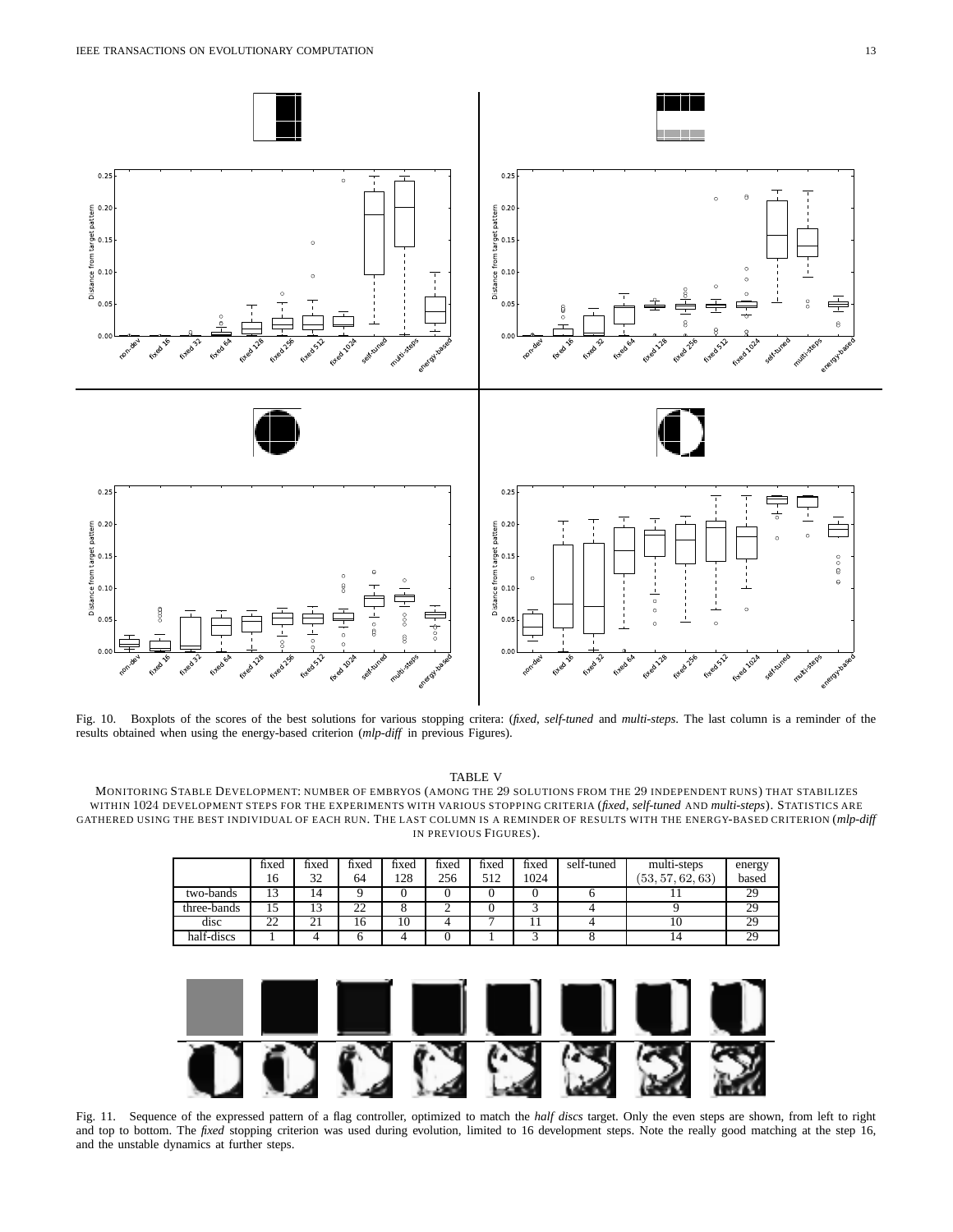Fig. 10. Boxplots of the scores of the best solutions for various stopping critera: (*fixed*, *self-tuned* and *multi-steps*. The last column is a reminder of the results obtained when using the energy-based criterion (*mlp-diff* in previous Figures).

TABLE V

MONITORING STABLE DEVELOPMENT: NUMBER OF EMBRYOS (AMONG THE 29 SOLUTIONS FROM THE 29 INDEPENDENT RUNS) THAT STABILIZES WITHIN 1024 DEVELOPMENT STEPS FOR THE EXPERIMENTS WITH VARIOUS STOPPING CRITERIA (*fixed*, *self-tuned* AND *multi-steps*). STATISTICS ARE GATHERED USING THE BEST INDIVIDUAL OF EACH RUN. THE LAST COLUMN IS A REMINDER OF RESULTS WITH THE ENERGY-BASED CRITERION (*mlp-diff* IN PREVIOUS FIGURES).

| | fixed 16 | fixed 32 | fixed 64 | fixed 128 | fixed 256 | fixed 512 | fixed 1024 | self-tuned | multi-steps $(53, 57, 62, 63)$ | energy based |
|---|---|---|---|---|---|---|---|---|---|---|
| two-bands | 13 | 14 | 9 | 0 | 0 | 0 | 0 | 6 | 11 | 29 |
| three-bands | 15 | 13 | 22 | 8 | 2 | 0 | 3 | 4 | 9 | 29 |
| disc | 22 | 21 | 16 | 10 | 4 | 7 | 11 | 4 | 10 | 29 |
| half-discs | 1 | 4 | 6 | 4 | 0 | 1 | 3 | 8 | 14 | 29 |

Fig. 11. Sequence of the expressed pattern of a flag controller, optimized to match the *half discs* target. Only the even steps are shown, from left to right and top to bottom. The *fixed* stopping criterion was used during evolution, limited to 16 development steps. Note the really good matching at the step 16, and the unstable dynamics at further steps.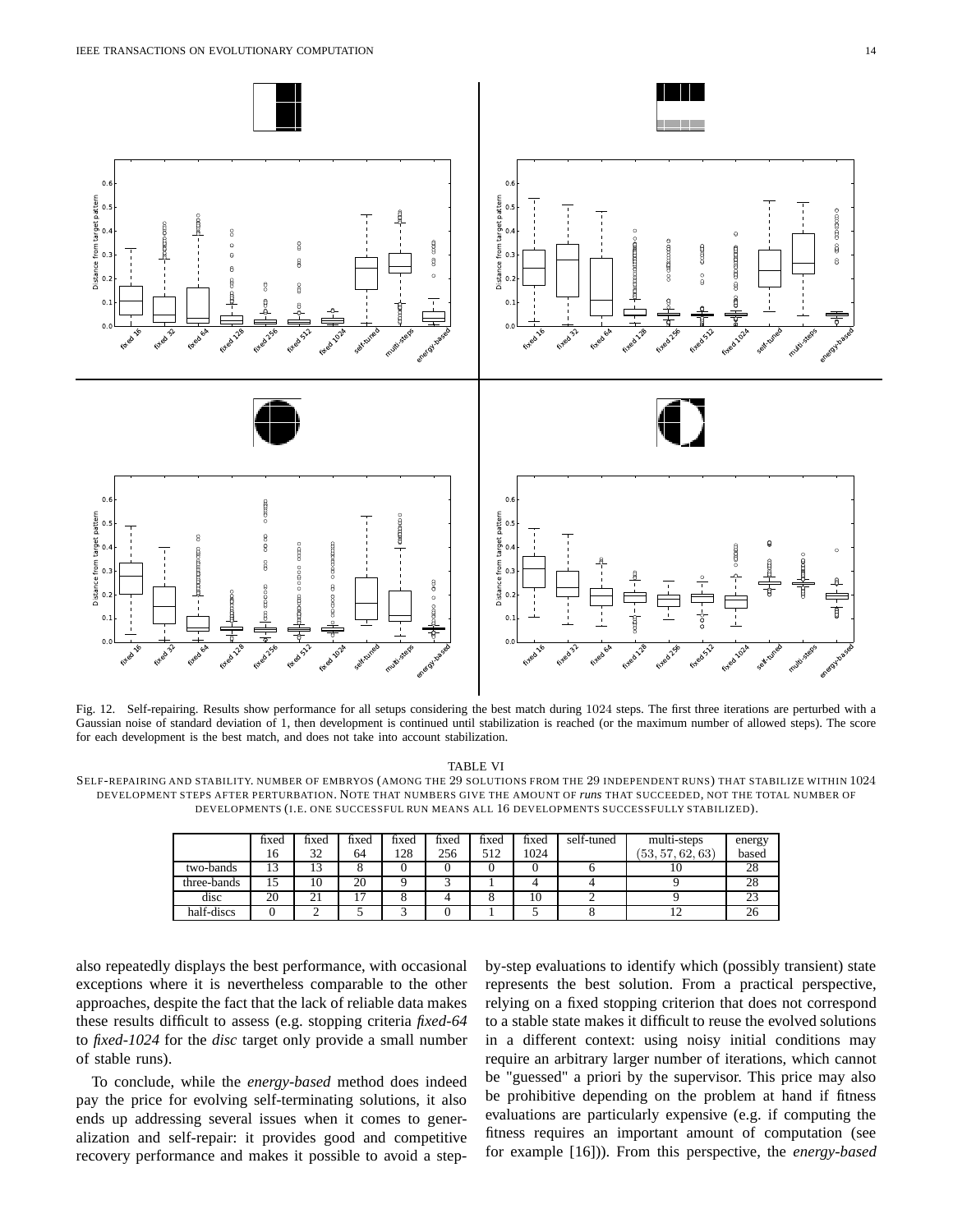Fig. 12. Self-repairing. Results show performance for all setups considering the best match during 1024 steps. The first three iterations are perturbed with a Gaussian noise of standard deviation of 1, then development is continued until stabilization is reached (or the maximum number of allowed steps). The score for each development is the best match, and does not take into account stabilization.

TABLE VI

SELF-REPAIRING AND STABILITY. NUMBER OF EMBRYOS (AMONG THE 29 SOLUTIONS FROM THE 29 INDEPENDENT RUNS) THAT STABILIZE WITHIN 1024 DEVELOPMENT STEPS AFTER PERTURBATION. NOTE THAT NUMBERS GIVE THE AMOUNT OF *runs* THAT SUCCEEDED, NOT THE TOTAL NUMBER OF DEVELOPMENTS (I.E. ONE SUCCESSFUL RUN MEANS ALL 16 DEVELOPMENTS SUCCESSFULLY STABILIZED).

| | fixed 16 | fixed 32 | fixed 64 | fixed 128 | fixed 256 | fixed 512 | fixed 1024 | self-tuned | multi-steps $(53, 57, 62, 63)$ | energy based |
|---|---|---|---|---|---|---|---|---|---|---|
| two-bands | 13 | 13 | 8 | 0 | 0 | 0 | 0 | 6 | 10 | 28 |
| three-bands | 15 | 10 | 20 | 9 | 3 | 1 | 4 | 4 | 9 | 28 |
| disc | 20 | 21 | 17 | 8 | 4 | 8 | 10 | 2 | 9 | 23 |
| half-discs | 0 | 2 | 5 | 3 | 0 | 1 | 5 | 8 | 12 | 26 |

also repeatedly displays the best performance, with occasional exceptions where it is nevertheless comparable to the other approaches, despite the fact that the lack of reliable data makes these results difficult to assess (e.g. stopping criteria *fixed-64* to *fixed-1024* for the *disc* target only provide a small number of stable runs).

To conclude, while the *energy-based* method does indeed pay the price for evolving self-terminating solutions, it also ends up addressing several issues when it comes to generalization and self-repair: it provides good and competitive recovery performance and makes it possible to avoid a step-by-step evaluations to identify which (possibly transient) state represents the best solution. From a practical perspective, relying on a fixed stopping criterion that does not correspond to a stable state makes it difficult to reuse the evolved solutions in a different context: using noisy initial conditions may require an arbitrary larger number of iterations, which cannot be "guessed" a priori by the supervisor. This price may also be prohibitive depending on the problem at hand if fitness evaluations are particularly expensive (e.g. if computing the fitness requires an important amount of computation (see for example [16])). From this perspective, the *energy-based*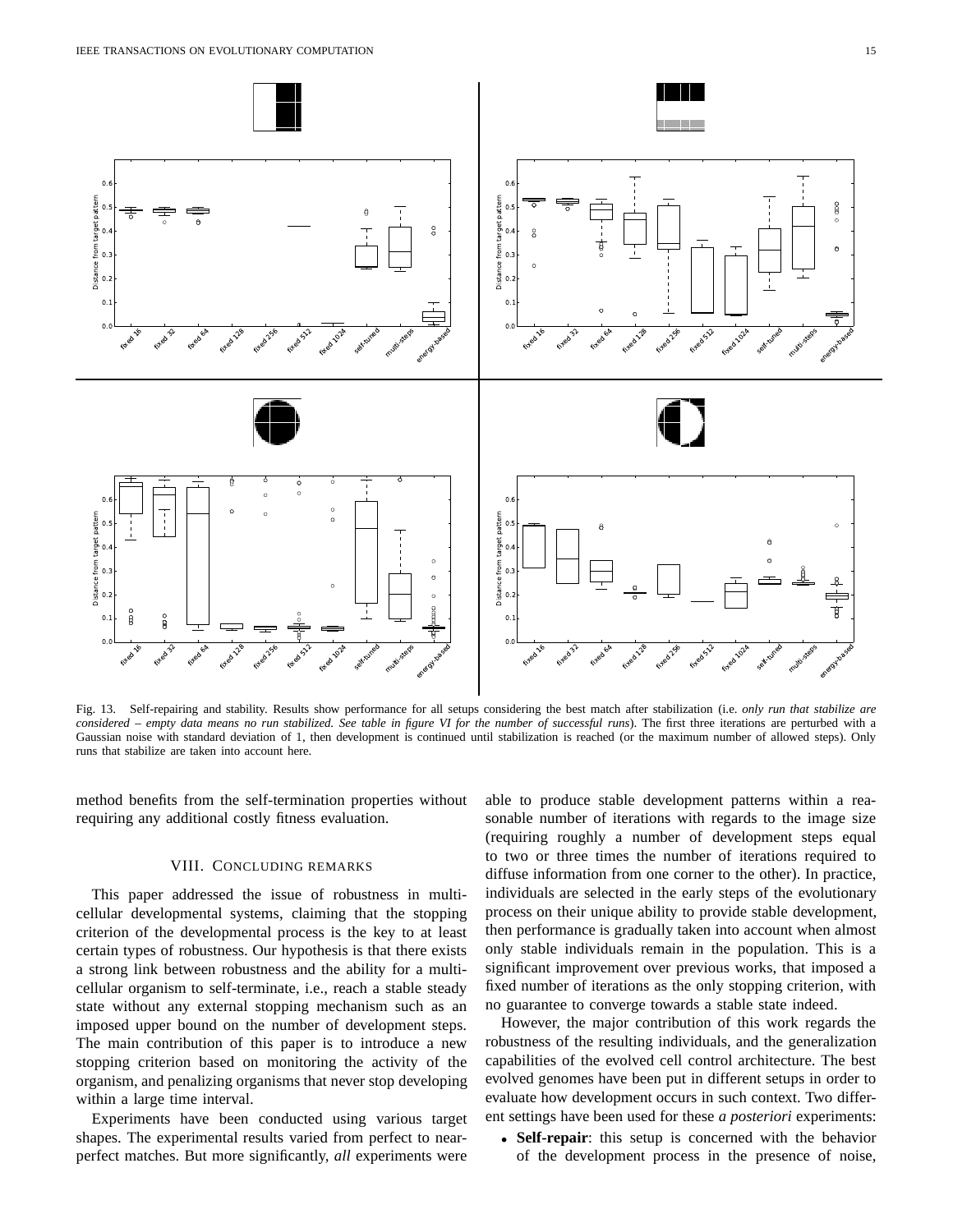Fig. 13. Self-repairing and stability. Results show performance for all setups considering the best match after stabilization (i.e. *only run that stabilize are considered – empty data means no run stabilized. See table in figure VI for the number of successful runs*). The first three iterations are perturbed with a Gaussian noise with standard deviation of 1, then development is continued until stabilization is reached (or the maximum number of allowed steps). Only runs that stabilize are taken into account here.

method benefits from the self-termination properties without requiring any additional costly fitness evaluation.

## VIII. Concluding Remarks

This paper addressed the issue of robustness in multi-cellular developmental systems, claiming that the stopping criterion of the developmental process is the key to at least certain types of robustness. Our hypothesis is that there exists a strong link between robustness and the ability for a multi-cellular organism to self-terminate, i.e., reach a stable steady state without any external stopping mechanism such as an imposed upper bound on the number of development steps. The main contribution of this paper is to introduce a new stopping criterion based on monitoring the activity of the organism, and penalizing organisms that never stop developing within a large time interval.

Experiments have been conducted using various target shapes. The experimental results varied from perfect to near-perfect matches. But more significantly, *all* experiments were able to produce stable development patterns within a reasonable number of iterations with regards to the image size (requiring roughly a number of development steps equal to two or three times the number of iterations required to diffuse information from one corner to the other). In practice, individuals are selected in the early steps of the evolutionary process on their unique ability to provide stable development, then performance is gradually taken into account when almost only stable individuals remain in the population. This is a significant improvement over previous works, that imposed a fixed number of iterations as the only stopping criterion, with no guarantee to converge towards a stable state indeed.

However, the major contribution of this work regards the robustness of the resulting individuals, and the generalization capabilities of the evolved cell control architecture. The best evolved genomes have been put in different setups in order to evaluate how development occurs in such context. Two different settings have been used for these *a posteriori* experiments:

- **Self-repair**: this setup is concerned with the behavior of the development process in the presence of noise,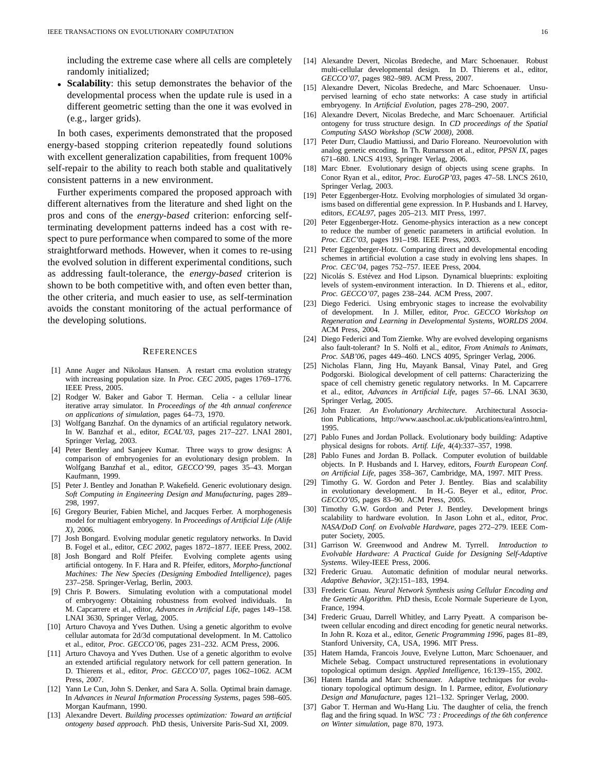including the extreme case where all cells are completely randomly initialized;

- **Scalability**: this setup demonstrates the behavior of the developmental process when the update rule is used in a different geometric setting than the one it was evolved in (e.g., larger grids).

In both cases, experiments demonstrated that the proposed energy-based stopping criterion repeatedly found solutions with excellent generalization capabilities, from frequent 100% self-repair to the ability to reach both stable and qualitatively consistent patterns in a new environment.

Further experiments compared the proposed approach with different alternatives from the literature and shed light on the pros and cons of the *energy-based* criterion: enforcing self-terminating development patterns indeed has a cost with respect to pure performance when compared to some of the more straightforward methods. However, when it comes to re-using the evolved solution in different experimental conditions, such as addressing fault-tolerance, the *energy-based* criterion is shown to be both competitive with, and often even better than, the other criteria, and much easier to use, as self-termination avoids the constant monitoring of the actual performance of the developing solutions.

## References

[1] Anne Auger and Nikolaus Hansen. A restart cma evolution strategy with increasing population size. In *Proc. CEC 2005*, pages 1769–1776. IEEE Press, 2005.

[2] Rodger W. Baker and Gabor T. Herman. Celia - a cellular linear iterative array simulator. In *Proceedings of the 4th annual conference on applications of simulation*, pages 64–73, 1970.

[3] Wolfgang Banzhaf. On the dynamics of an artificial regulatory network. In W. Banzhaf et al., editor, *ECAL'03*, pages 217–227. LNAI 2801, Springer Verlag, 2003.

[4] Peter Bentley and Sanjeev Kumar. Three ways to grow designs: A comparison of embryogenies for an evolutionary design problem. In Wolfgang Banzhaf et al., editor, *GECCO'99*, pages 35–43. Morgan Kaufmann, 1999.

[5] Peter J. Bentley and Jonathan P. Wakefield. Generic evolutionary design. *Soft Computing in Engineering Design and Manufacturing*, pages 289–298, 1997.

[6] Gregory Beurier, Fabien Michel, and Jacques Ferber. A morphogenesis model for multiagent embryogeny. In *Proceedings of Artificial Life (Alife X)*, 2006.

[7] Josh Bongard. Evolving modular genetic regulatory networks. In David B. Fogel et al., editor, *CEC 2002*, pages 1872–1877. IEEE Press, 2002.

[8] Josh Bongard and Rolf Pfeifer. Evolving complete agents using artificial ontogeny. In F. Hara and R. Pfeifer, editors, *Morpho-functional Machines: The New Species (Designing Embodied Intelligence)*, pages 237–258. Springer-Verlag, Berlin, 2003.

[9] Chris P. Bowers. Simulating evolution with a computational model of embryogeny: Obtaining robustness from evolved individuals. In M. Capcarrere et al., editor, *Advances in Artificial Life*, pages 149–158. LNAI 3630, Springer Verlag, 2005.

[10] Arturo Chavoya and Yves Duthen. Using a genetic algorithm to evolve cellular automata for 2d/3d computational development. In M. Cattolico et al., editor, *Proc. GECCO'06*, pages 231–232. ACM Press, 2006.

[11] Arturo Chavoya and Yves Duthen. Use of a genetic algorithm to evolve an extended artificial regulatory network for cell pattern generation. In D. Thierens et al., editor, *Proc. GECCO'07*, pages 1062–1062. ACM Press, 2007.

[12] Yann Le Cun, John S. Denker, and Sara A. Solla. Optimal brain damage. In *Advances in Neural Information Processing Systems*, pages 598–605. Morgan Kaufmann, 1990.

[13] Alexandre Devert. *Building processes optimization: Toward an artificial ontogeny based approach*. PhD thesis, Universite Paris-Sud XI, 2009.

[14] Alexandre Devert, Nicolas Bredeche, and Marc Schoenauer. Robust multi-cellular developmental design. In D. Thierens et al., editor, *GECCO'07*, pages 982–989. ACM Press, 2007.

[15] Alexandre Devert, Nicolas Bredeche, and Marc Schoenauer. Unsupervised learning of echo state networks: A case study in artificial embryogeny. In *Artificial Evolution*, pages 278–290, 2007.

[16] Alexandre Devert, Nicolas Bredeche, and Marc Schoenauer. Artificial ontogeny for truss structure design. In *CD proceedings of the Spatial Computing SASO Workshop (SCW 2008)*, 2008.

[17] Peter Durr, Claudio Mattiussi, and Dario Floreano. Neuroevolution with analog genetic encoding. In Th. Runarsson et al., editor, *PPSN IX*, pages 671–680. LNCS 4193, Springer Verlag, 2006.

[18] Marc Ebner. Evolutionary design of objects using scene graphs. In Conor Ryan et al., editor, *Proc. EuroGP'03*, pages 47–58. LNCS 2610, Springer Verlag, 2003.

[19] Peter Eggenberger-Hotz. Evolving morphologies of simulated 3d organisms based on differential gene expression. In P. Husbands and I. Harvey, editors, *ECAL97*, pages 205–213. MIT Press, 1997.

[20] Peter Eggenberger-Hotz. Genome-physics interaction as a new concept to reduce the number of genetic parameters in artificial evolution. In *Proc. CEC'03*, pages 191–198. IEEE Press, 2003.

[21] Peter Eggenberger-Hotz. Comparing direct and developmental encoding schemes in artificial evolution a case study in evolving lens shapes. In *Proc. CEC'04*, pages 752–757. IEEE Press, 2004.

[22] Nicolás S. Estévez and Hod Lipson. Dynamical blueprints: exploiting levels of system-environment interaction. In D. Thierens et al., editor, *Proc. GECCO'07*, pages 238–244. ACM Press, 2007.

[23] Diego Federici. Using embryonic stages to increase the evolvability of development. In J. Miller, editor, *Proc. GECCO Workshop on Regeneration and Learning in Developmental Systems, WORLDS 2004*. ACM Press, 2004.

[24] Diego Federici and Tom Ziemke. Why are evolved developing organisms also fault-tolerant? In S. Nolfi et al., editor, *From Animals to Animats, Proc. SAB'06*, pages 449–460. LNCS 4095, Springer Verlag, 2006.

[25] Nicholas Flann, Jing Hu, Mayank Bansal, Vinay Patel, and Greg Podgorski. Biological development of cell patterns: Characterizing the space of cell chemistry genetic regulatory networks. In M. Capcarrere et al., editor, *Advances in Artificial Life*, pages 57–66. LNAI 3630, Springer Verlag, 2005.

[26] John Frazer. *An Evolutionary Architecture*. Architectural Association Publications, http://www.aaschool.ac.uk/publications/ea/intro.html, 1995.

[27] Pablo Funes and Jordan Pollack. Evolutionary body building: Adaptive physical designs for robots. *Artif. Life*, 4(4):337–357, 1998.

[28] Pablo Funes and Jordan B. Pollack. Computer evolution of buildable objects. In P. Husbands and I. Harvey, editors, *Fourth European Conf. on Artificial Life*, pages 358–367, Cambridge, MA, 1997. MIT Press.

[29] Timothy G. W. Gordon and Peter J. Bentley. Bias and scalability in evolutionary development. In H.-G. Beyer et al., editor, *Proc. GECCO'05*, pages 83–90. ACM Press, 2005.

[30] Timothy G.W. Gordon and Peter J. Bentley. Development brings scalability to hardware evolution. In Jason Lohn et al., editor, *Proc. NASA/DoD Conf. on Evolvable Hardware*, pages 272–279. IEEE Computer Society, 2005.

[31] Garrison W. Greenwood and Andrew M. Tyrrell. *Introduction to Evolvable Hardware: A Practical Guide for Designing Self-Adaptive Systems*. Wiley-IEEE Press, 2006.

[32] Frederic Gruau. Automatic definition of modular neural networks. *Adaptive Behavior*, 3(2):151–183, 1994.

[33] Frederic Gruau. *Neural Network Synthesis using Cellular Encoding and the Genetic Algorithm.* PhD thesis, Ecole Normale Superieure de Lyon, France, 1994.

[34] Frederic Gruau, Darrell Whitley, and Larry Pyeatt. A comparison between cellular encoding and direct encoding for genetic neural networks. In John R. Koza et al., editor, *Genetic Programming 1996*, pages 81–89, Stanford University, CA, USA, 1996. MIT Press.

[35] Hatem Hamda, Francois Jouve, Evelyne Lutton, Marc Schoenauer, and Michele Sebag. Compact unstructured representations in evolutionary topological optimum design. *Applied Intelligence*, 16:139–155, 2002.

[36] Hatem Hamda and Marc Schoenauer. Adaptive techniques for evolutionary topological optimum design. In I. Parmee, editor, *Evolutionary Design and Manufacture*, pages 121–132. Springer Verlag, 2000.

[37] Gabor T. Herman and Wu-Hang Liu. The daughter of celia, the french flag and the firing squad. In *WSC '73 : Proceedings of the 6th conference on Winter simulation*, page 870, 1973.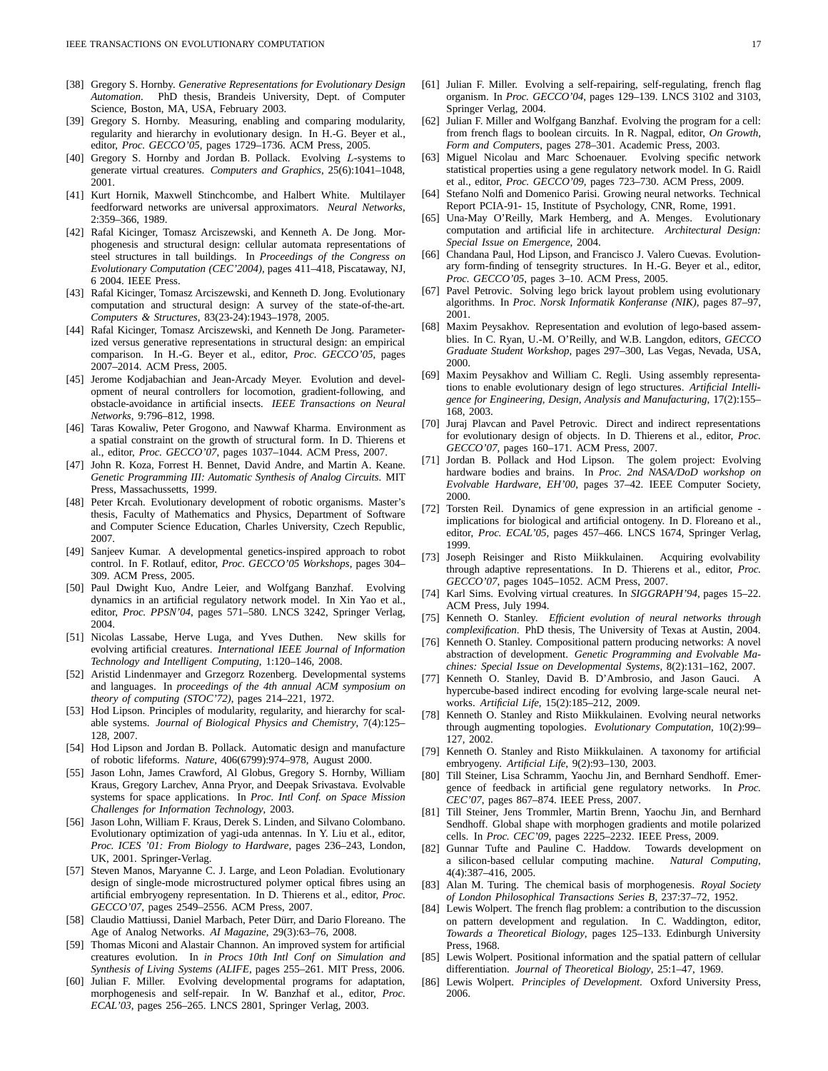[38] Gregory S. Hornby. *Generative Representations for Evolutionary Design Automation*. PhD thesis, Brandeis University, Dept. of Computer Science, Boston, MA, USA, February 2003.

[39] Gregory S. Hornby. Measuring, enabling and comparing modularity, regularity and hierarchy in evolutionary design. In H.-G. Beyer et al., editor, *Proc. GECCO'05*, pages 1729–1736. ACM Press, 2005.

[40] Gregory S. Hornby and Jordan B. Pollack. Evolving *L*-systems to generate virtual creatures. *Computers and Graphics*, 25(6):1041–1048, 2001.

[41] Kurt Hornik, Maxwell Stinchcombe, and Halbert White. Multilayer feedforward networks are universal approximators. *Neural Networks*, 2:359–366, 1989.

[42] Rafal Kicinger, Tomasz Arciszewski, and Kenneth A. De Jong. Morphogenesis and structural design: cellular automata representations of steel structures in tall buildings. In *Proceedings of the Congress on Evolutionary Computation (CEC'2004)*, pages 411–418, Piscataway, NJ, 6 2004. IEEE Press.

[43] Rafal Kicinger, Tomasz Arciszewski, and Kenneth D. Jong. Evolutionary computation and structural design: A survey of the state-of-the-art. *Computers & Structures*, 83(23-24):1943–1978, 2005.

[44] Rafal Kicinger, Tomasz Arciszewski, and Kenneth De Jong. Parameterized versus generative representations in structural design: an empirical comparison. In H.-G. Beyer et al., editor, *Proc. GECCO'05*, pages 2007–2014. ACM Press, 2005.

[45] Jerome Kodjabachian and Jean-Arcady Meyer. Evolution and development of neural controllers for locomotion, gradient-following, and obstacle-avoidance in artificial insects. *IEEE Transactions on Neural Networks*, 9:796–812, 1998.

[46] Taras Kowaliw, Peter Grogono, and Nawwaf Kharma. Environment as a spatial constraint on the growth of structural form. In D. Thierens et al., editor, *Proc. GECCO'07*, pages 1037–1044. ACM Press, 2007.

[47] John R. Koza, Forrest H. Bennet, David Andre, and Martin A. Keane. *Genetic Programming III: Automatic Synthesis of Analog Circuits*. MIT Press, Massachussetts, 1999.

[48] Peter Krcah. Evolutionary development of robotic organisms. Master's thesis, Faculty of Mathematics and Physics, Department of Software and Computer Science Education, Charles University, Czech Republic, 2007.

[49] Sanjeev Kumar. A developmental genetics-inspired approach to robot control. In F. Rotlauf, editor, *Proc. GECCO'05 Workshops*, pages 304–309. ACM Press, 2005.

[50] Paul Dwight Kuo, Andre Leier, and Wolfgang Banzhaf. Evolving dynamics in an artificial regulatory network model. In Xin Yao et al., editor, *Proc. PPSN'04*, pages 571–580. LNCS 3242, Springer Verlag, 2004.

[51] Nicolas Lassabe, Herve Luga, and Yves Duthen. New skills for evolving artificial creatures. *International IEEE Journal of Information Technology and Intelligent Computing*, 1:120–146, 2008.

[52] Aristid Lindenmayer and Grzegorz Rozenberg. Developmental systems and languages. In *proceedings of the 4th annual ACM symposium on theory of computing (STOC'72)*, pages 214–221, 1972.

[53] Hod Lipson. Principles of modularity, regularity, and hierarchy for scalable systems. *Journal of Biological Physics and Chemistry*, 7(4):125–128, 2007.

[54] Hod Lipson and Jordan B. Pollack. Automatic design and manufacture of robotic lifeforms. *Nature*, 406(6799):974–978, August 2000.

[55] Jason Lohn, James Crawford, Al Globus, Gregory S. Hornby, William Kraus, Gregory Larchev, Anna Pryor, and Deepak Srivastava. Evolvable systems for space applications. In *Proc. Intl Conf. on Space Mission Challenges for Information Technology*, 2003.

[56] Jason Lohn, William F. Kraus, Derek S. Linden, and Silvano Colombano. Evolutionary optimization of yagi-uda antennas. In Y. Liu et al., editor, *Proc. ICES '01: From Biology to Hardware*, pages 236–243, London, UK, 2001. Springer-Verlag.

[57] Steven Manos, Maryanne C. J. Large, and Leon Poladian. Evolutionary design of single-mode microstructured polymer optical fibres using an artificial embryogeny representation. In D. Thierens et al., editor, *Proc. GECCO'07*, pages 2549–2556. ACM Press, 2007.

[58] Claudio Mattiussi, Daniel Marbach, Peter Dürr, and Dario Floreano. The Age of Analog Networks. *AI Magazine*, 29(3):63–76, 2008.

[59] Thomas Miconi and Alastair Channon. An improved system for artificial creatures evolution. In *in Procs 10th Intl Conf on Simulation and Synthesis of Living Systems (ALIFE*, pages 255–261. MIT Press, 2006.

[60] Julian F. Miller. Evolving developmental programs for adaptation, morphogenesis and self-repair. In W. Banzhaf et al., editor, *Proc. ECAL'03*, pages 256–265. LNCS 2801, Springer Verlag, 2003.

[61] Julian F. Miller. Evolving a self-repairing, self-regulating, french flag organism. In *Proc. GECCO'04*, pages 129–139. LNCS 3102 and 3103, Springer Verlag, 2004.

[62] Julian F. Miller and Wolfgang Banzhaf. Evolving the program for a cell: from french flags to boolean circuits. In R. Nagpal, editor, *On Growth, Form and Computers*, pages 278–301. Academic Press, 2003.

[63] Miguel Nicolau and Marc Schoenauer. Evolving specific network statistical properties using a gene regulatory network model. In G. Raidl et al., editor, *Proc. GECCO'09*, pages 723–730. ACM Press, 2009.

[64] Stefano Nolfi and Domenico Parisi. Growing neural networks. Technical Report PCIA-91- 15, Institute of Psychology, CNR, Rome, 1991.

[65] Una-May O'Reilly, Mark Hemberg, and A. Menges. Evolutionary computation and artificial life in architecture. *Architectural Design: Special Issue on Emergence*, 2004.

[66] Chandana Paul, Hod Lipson, and Francisco J. Valero Cuevas. Evolutionary form-finding of tensegrity structures. In H.-G. Beyer et al., editor, *Proc. GECCO'05*, pages 3–10. ACM Press, 2005.

[67] Pavel Petrovic. Solving lego brick layout problem using evolutionary algorithms. In *Proc. Norsk Informatik Konferanse (NIK)*, pages 87–97, 2001.

[68] Maxim Peysakhov. Representation and evolution of lego-based assemblies. In C. Ryan, U.-M. O'Reilly, and W.B. Langdon, editors, *GECCO Graduate Student Workshop*, pages 297–300, Las Vegas, Nevada, USA, 2000.

[69] Maxim Peysakhov and William C. Regli. Using assembly representations to enable evolutionary design of lego structures. *Artificial Intelligence for Engineering, Design, Analysis and Manufacturing*, 17(2):155–168, 2003.

[70] Juraj Plavcan and Pavel Petrovic. Direct and indirect representations for evolutionary design of objects. In D. Thierens et al., editor, *Proc. GECCO'07*, pages 160–171. ACM Press, 2007.

[71] Jordan B. Pollack and Hod Lipson. The golem project: Evolving hardware bodies and brains. In *Proc. 2nd NASA/DoD workshop on Evolvable Hardware, EH'00*, pages 37–42. IEEE Computer Society, 2000.

[72] Torsten Reil. Dynamics of gene expression in an artificial genome - implications for biological and artificial ontogeny. In D. Floreano et al., editor, *Proc. ECAL'05*, pages 457–466. LNCS 1674, Springer Verlag, 1999.

[73] Joseph Reisinger and Risto Miikkulainen. Acquiring evolvability through adaptive representations. In D. Thierens et al., editor, *Proc. GECCO'07*, pages 1045–1052. ACM Press, 2007.

[74] Karl Sims. Evolving virtual creatures. In *SIGGRAPH'94*, pages 15–22. ACM Press, July 1994.

[75] Kenneth O. Stanley. *Efficient evolution of neural networks through complexification*. PhD thesis, The University of Texas at Austin, 2004.

[76] Kenneth O. Stanley. Compositional pattern producing networks: A novel abstraction of development. *Genetic Programming and Evolvable Machines: Special Issue on Developmental Systems*, 8(2):131–162, 2007.

[77] Kenneth O. Stanley, David B. D'Ambrosio, and Jason Gauci. A hypercube-based indirect encoding for evolving large-scale neural networks. *Artificial Life*, 15(2):185–212, 2009.

[78] Kenneth O. Stanley and Risto Miikkulainen. Evolving neural networks through augmenting topologies. *Evolutionary Computation*, 10(2):99–127, 2002.

[79] Kenneth O. Stanley and Risto Miikkulainen. A taxonomy for artificial embryogeny. *Artificial Life*, 9(2):93–130, 2003.

[80] Till Steiner, Lisa Schramm, Yaochu Jin, and Bernhard Sendhoff. Emergence of feedback in artificial gene regulatory networks. In *Proc. CEC'07*, pages 867–874. IEEE Press, 2007.

[81] Till Steiner, Jens Trommler, Martin Brenn, Yaochu Jin, and Bernhard Sendhoff. Global shape with morphogen gradients and motile polarized cells. In *Proc. CEC'09*, pages 2225–2232. IEEE Press, 2009.

[82] Gunnar Tufte and Pauline C. Haddow. Towards development on a silicon-based cellular computing machine. *Natural Computing*, 4(4):387–416, 2005.

[83] Alan M. Turing. The chemical basis of morphogenesis. *Royal Society of London Philosophical Transactions Series B*, 237:37–72, 1952.

[84] Lewis Wolpert. The french flag problem: a contribution to the discussion on pattern development and regulation. In C. Waddington, editor, *Towards a Theoretical Biology*, pages 125–133. Edinburgh University Press, 1968.

[85] Lewis Wolpert. Positional information and the spatial pattern of cellular differentiation. *Journal of Theoretical Biology*, 25:1–47, 1969.

[86] Lewis Wolpert. *Principles of Development*. Oxford University Press, 2006.